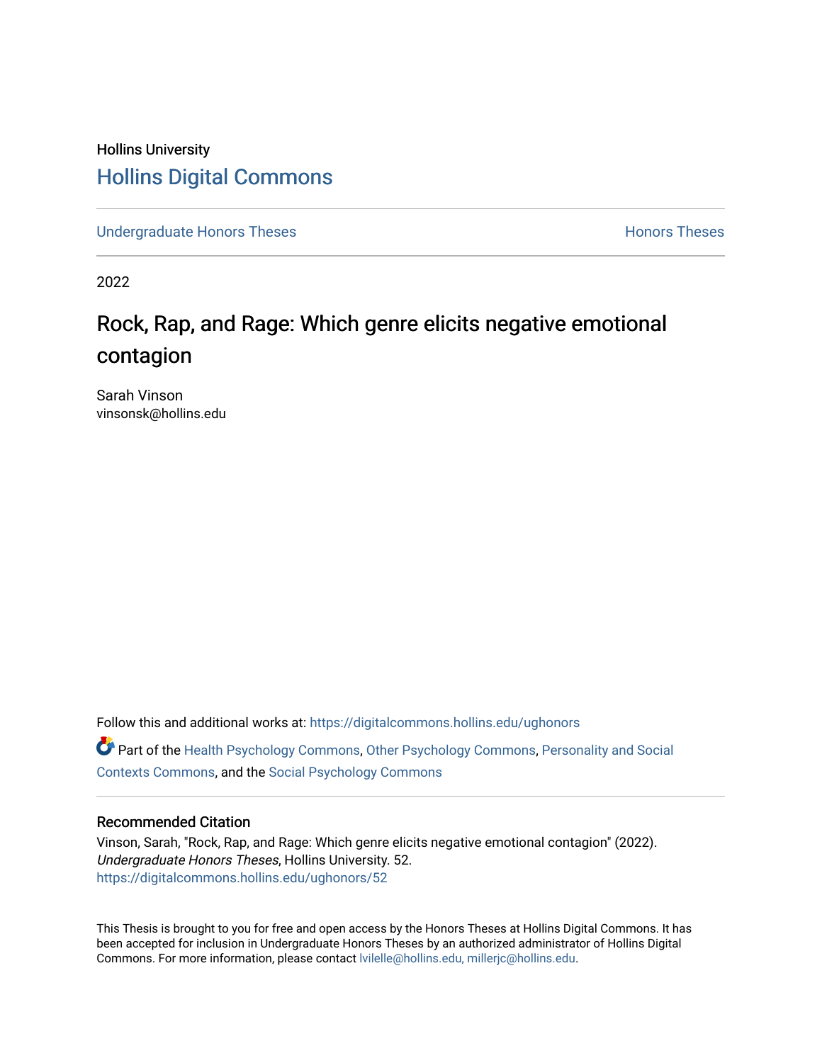Hollins University

# Hollins Digital Commons

Undergraduate Honors Theses | Honors Theses

2022

## Rock, Rap, and Rage: Which genre elicits negative emotional contagion

Sarah Vinson
vinsonsk@hollins.edu

Follow this and additional works at: https://digitalcommons.hollins.edu/ughonors

Part of the Health Psychology Commons, Other Psychology Commons, Personality and Social Contexts Commons, and the Social Psychology Commons

### Recommended Citation

Vinson, Sarah, "Rock, Rap, and Rage: Which genre elicits negative emotional contagion" (2022). *Undergraduate Honors Theses*, Hollins University. 52.
https://digitalcommons.hollins.edu/ughonors/52

This Thesis is brought to you for free and open access by the Honors Theses at Hollins Digital Commons. It has been accepted for inclusion in Undergraduate Honors Theses by an authorized administrator of Hollins Digital Commons. For more information, please contact lvilelle@hollins.edu, millerjc@hollins.edu.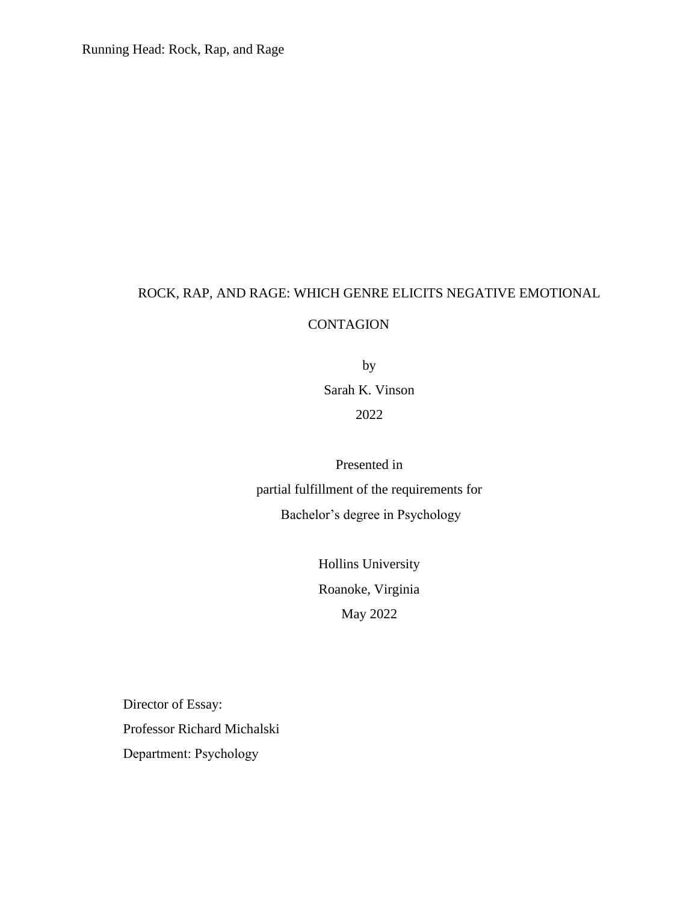# ROCK, RAP, AND RAGE: WHICH GENRE ELICITS NEGATIVE EMOTIONAL CONTAGION

by

Sarah K. Vinson

2022

Presented in

partial fulfillment of the requirements for

Bachelor's degree in Psychology

Hollins University

Roanoke, Virginia

May 2022

Director of Essay:

Professor Richard Michalski

Department: Psychology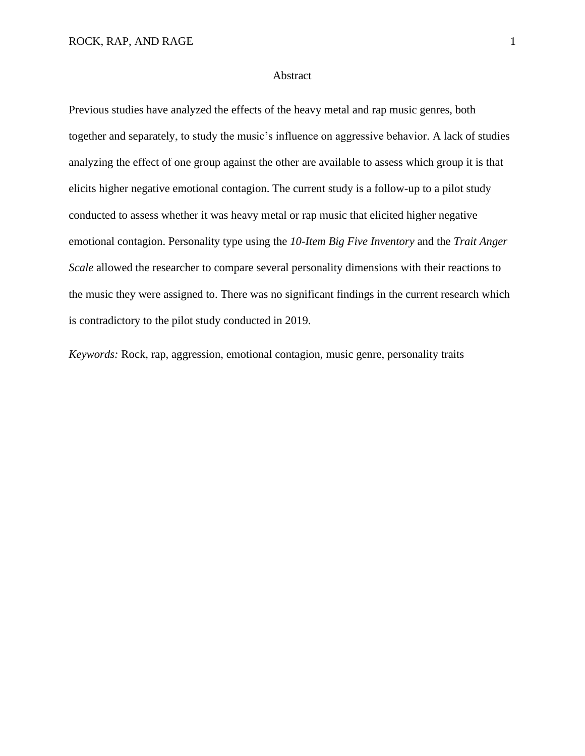# Abstract

Previous studies have analyzed the effects of the heavy metal and rap music genres, both together and separately, to study the music's influence on aggressive behavior. A lack of studies analyzing the effect of one group against the other are available to assess which group it is that elicits higher negative emotional contagion. The current study is a follow-up to a pilot study conducted to assess whether it was heavy metal or rap music that elicited higher negative emotional contagion. Personality type using the *10-Item Big Five Inventory* and the *Trait Anger Scale* allowed the researcher to compare several personality dimensions with their reactions to the music they were assigned to. There was no significant findings in the current research which is contradictory to the pilot study conducted in 2019.

*Keywords:* Rock, rap, aggression, emotional contagion, music genre, personality traits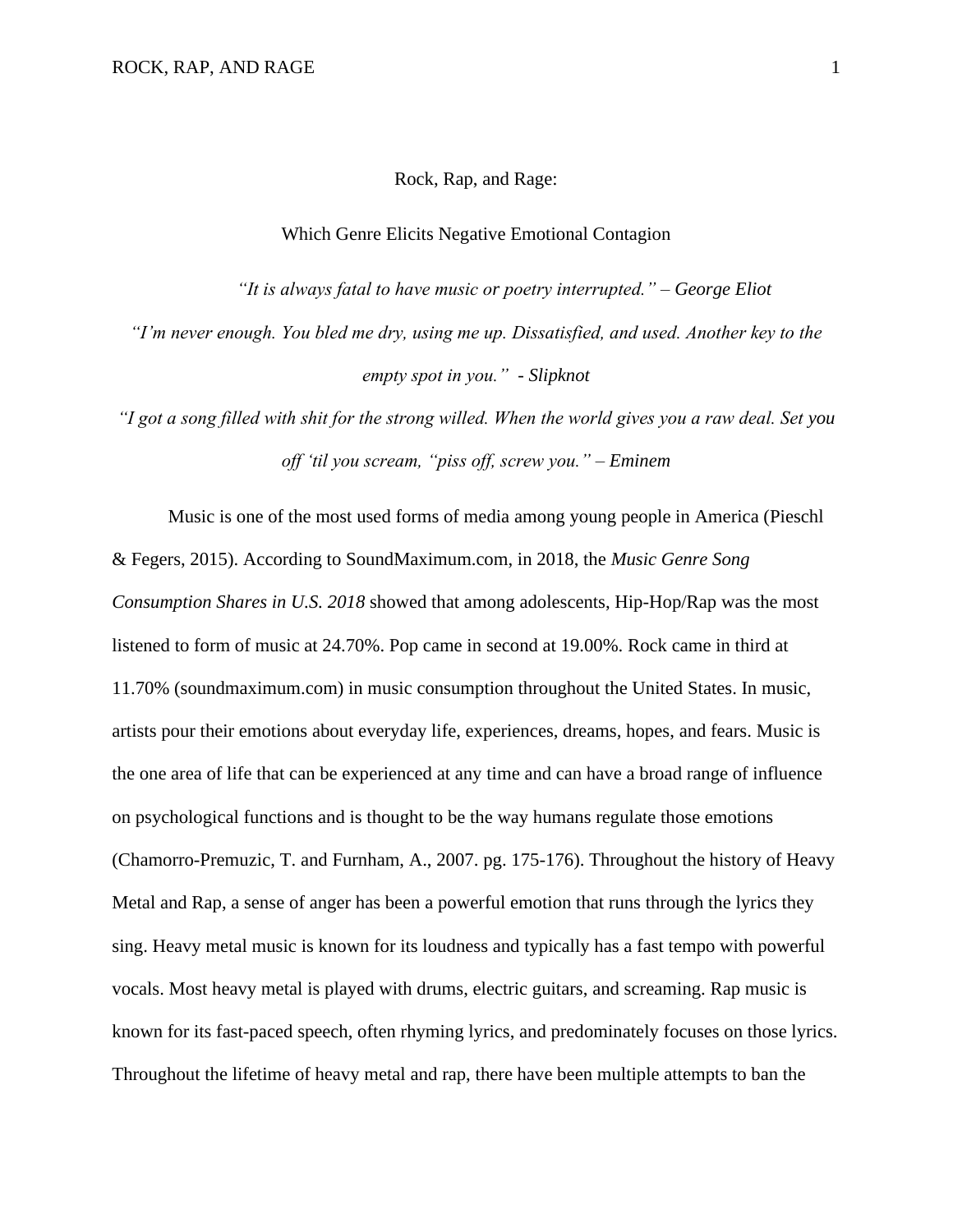Rock, Rap, and Rage:

Which Genre Elicits Negative Emotional Contagion

*“It is always fatal to have music or poetry interrupted.” – George Eliot*

*“I’m never enough. You bled me dry, using me up. Dissatisfied, and used. Another key to the empty spot in you.” - Slipknot*

*“I got a song filled with shit for the strong willed. When the world gives you a raw deal. Set you off ‘til you scream, “piss off, screw you.” – Eminem*

Music is one of the most used forms of media among young people in America (Pieschl & Fegers, 2015). According to SoundMaximum.com, in 2018, the *Music Genre Song Consumption Shares in U.S. 2018* showed that among adolescents, Hip-Hop/Rap was the most listened to form of music at 24.70%. Pop came in second at 19.00%. Rock came in third at 11.70% (soundmaximum.com) in music consumption throughout the United States. In music, artists pour their emotions about everyday life, experiences, dreams, hopes, and fears. Music is the one area of life that can be experienced at any time and can have a broad range of influence on psychological functions and is thought to be the way humans regulate those emotions (Chamorro-Premuzic, T. and Furnham, A., 2007. pg. 175-176). Throughout the history of Heavy Metal and Rap, a sense of anger has been a powerful emotion that runs through the lyrics they sing. Heavy metal music is known for its loudness and typically has a fast tempo with powerful vocals. Most heavy metal is played with drums, electric guitars, and screaming. Rap music is known for its fast-paced speech, often rhyming lyrics, and predominately focuses on those lyrics. Throughout the lifetime of heavy metal and rap, there have been multiple attempts to ban the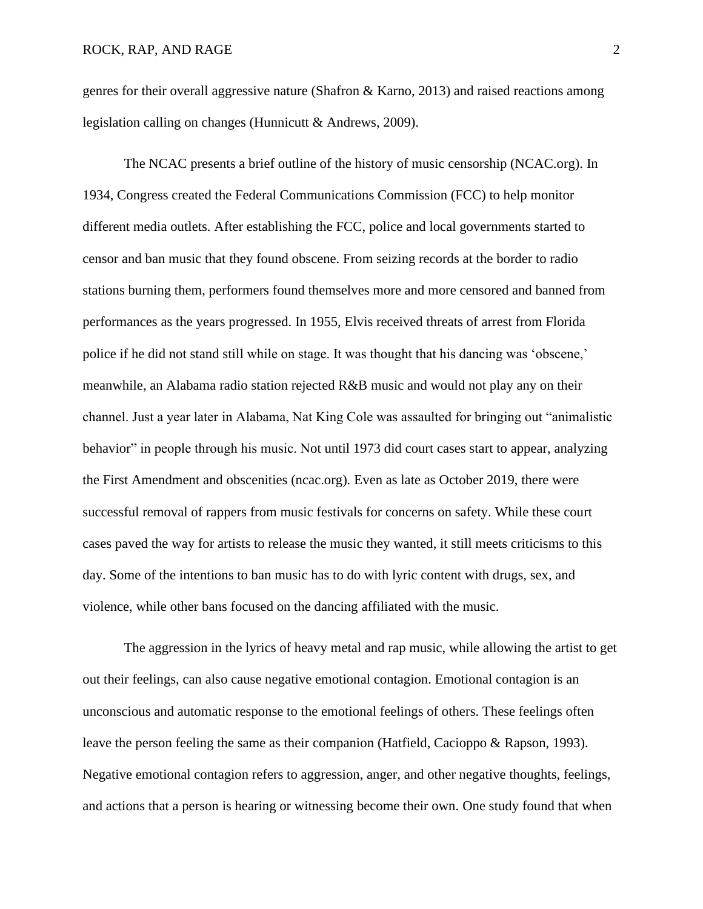genres for their overall aggressive nature (Shafron & Karno, 2013) and raised reactions among legislation calling on changes (Hunnicutt & Andrews, 2009).

The NCAC presents a brief outline of the history of music censorship (NCAC.org). In 1934, Congress created the Federal Communications Commission (FCC) to help monitor different media outlets. After establishing the FCC, police and local governments started to censor and ban music that they found obscene. From seizing records at the border to radio stations burning them, performers found themselves more and more censored and banned from performances as the years progressed. In 1955, Elvis received threats of arrest from Florida police if he did not stand still while on stage. It was thought that his dancing was 'obscene,' meanwhile, an Alabama radio station rejected R&B music and would not play any on their channel. Just a year later in Alabama, Nat King Cole was assaulted for bringing out "animalistic behavior" in people through his music. Not until 1973 did court cases start to appear, analyzing the First Amendment and obscenities (ncac.org). Even as late as October 2019, there were successful removal of rappers from music festivals for concerns on safety. While these court cases paved the way for artists to release the music they wanted, it still meets criticisms to this day. Some of the intentions to ban music has to do with lyric content with drugs, sex, and violence, while other bans focused on the dancing affiliated with the music.

The aggression in the lyrics of heavy metal and rap music, while allowing the artist to get out their feelings, can also cause negative emotional contagion. Emotional contagion is an unconscious and automatic response to the emotional feelings of others. These feelings often leave the person feeling the same as their companion (Hatfield, Cacioppo & Rapson, 1993). Negative emotional contagion refers to aggression, anger, and other negative thoughts, feelings, and actions that a person is hearing or witnessing become their own. One study found that when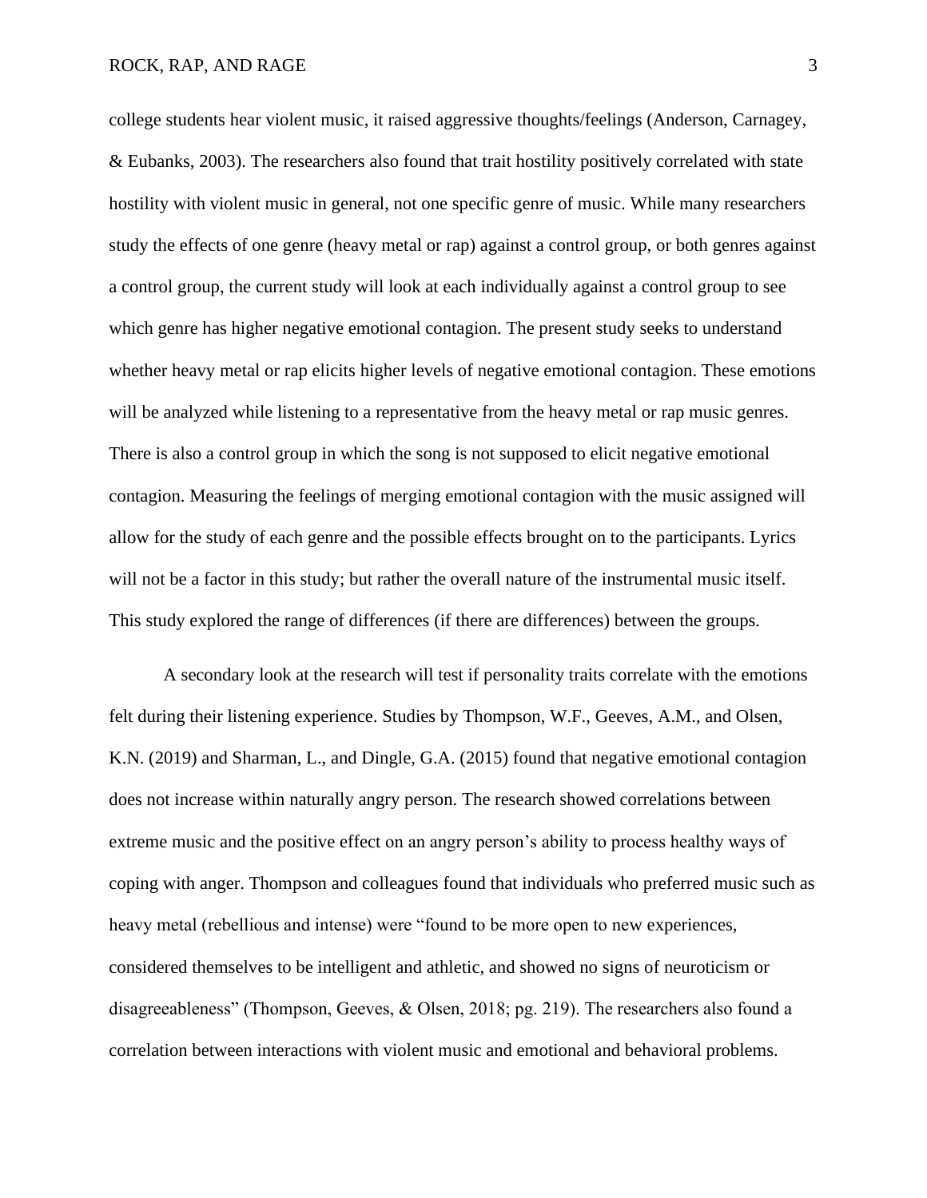college students hear violent music, it raised aggressive thoughts/feelings (Anderson, Carnagey, & Eubanks, 2003). The researchers also found that trait hostility positively correlated with state hostility with violent music in general, not one specific genre of music. While many researchers study the effects of one genre (heavy metal or rap) against a control group, or both genres against a control group, the current study will look at each individually against a control group to see which genre has higher negative emotional contagion. The present study seeks to understand whether heavy metal or rap elicits higher levels of negative emotional contagion. These emotions will be analyzed while listening to a representative from the heavy metal or rap music genres. There is also a control group in which the song is not supposed to elicit negative emotional contagion. Measuring the feelings of merging emotional contagion with the music assigned will allow for the study of each genre and the possible effects brought on to the participants. Lyrics will not be a factor in this study; but rather the overall nature of the instrumental music itself. This study explored the range of differences (if there are differences) between the groups.

A secondary look at the research will test if personality traits correlate with the emotions felt during their listening experience. Studies by Thompson, W.F., Geeves, A.M., and Olsen, K.N. (2019) and Sharman, L., and Dingle, G.A. (2015) found that negative emotional contagion does not increase within naturally angry person. The research showed correlations between extreme music and the positive effect on an angry person's ability to process healthy ways of coping with anger. Thompson and colleagues found that individuals who preferred music such as heavy metal (rebellious and intense) were "found to be more open to new experiences, considered themselves to be intelligent and athletic, and showed no signs of neuroticism or disagreeableness" (Thompson, Geeves, & Olsen, 2018; pg. 219). The researchers also found a correlation between interactions with violent music and emotional and behavioral problems.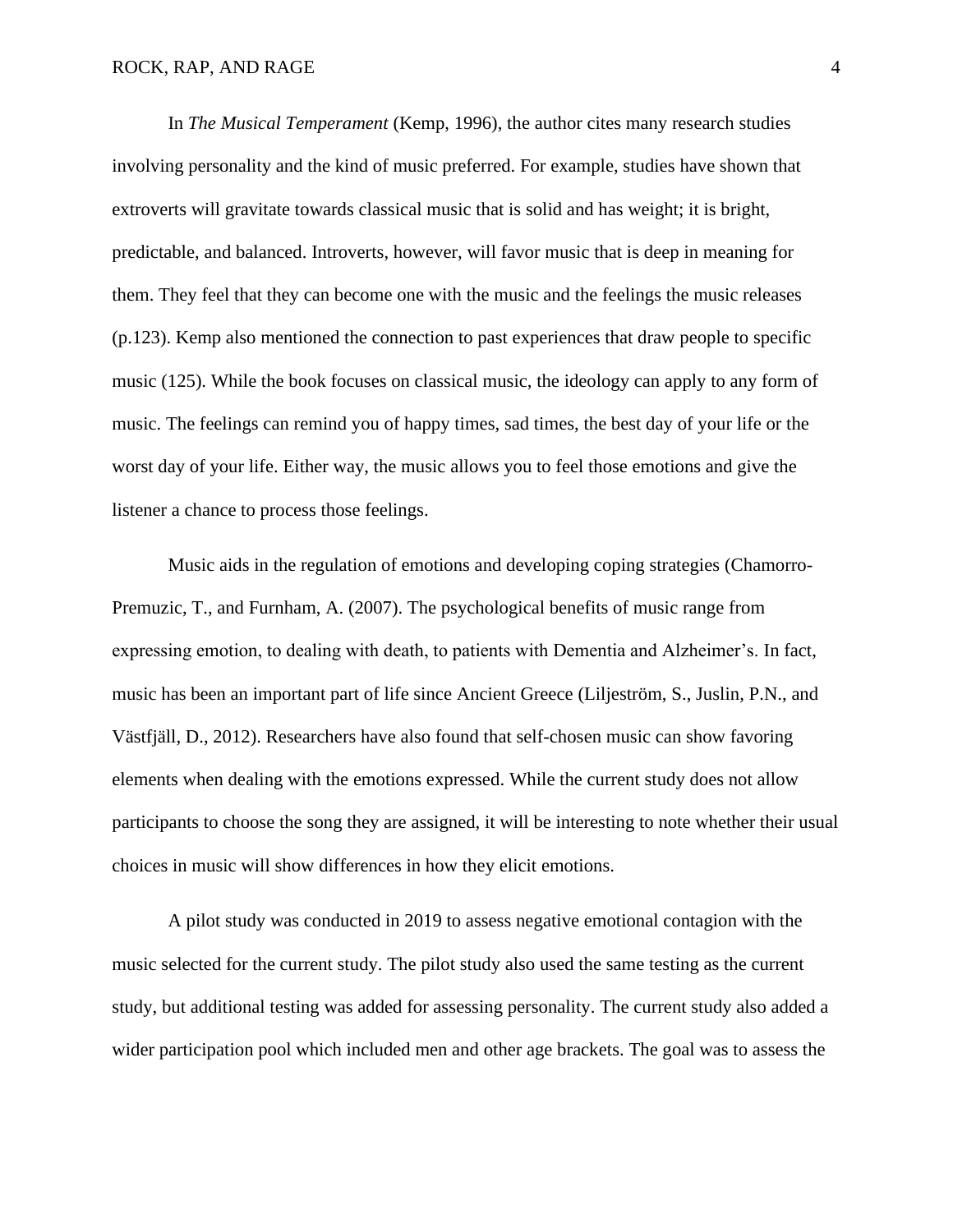In *The Musical Temperament* (Kemp, 1996), the author cites many research studies involving personality and the kind of music preferred. For example, studies have shown that extroverts will gravitate towards classical music that is solid and has weight; it is bright, predictable, and balanced. Introverts, however, will favor music that is deep in meaning for them. They feel that they can become one with the music and the feelings the music releases (p.123). Kemp also mentioned the connection to past experiences that draw people to specific music (125). While the book focuses on classical music, the ideology can apply to any form of music. The feelings can remind you of happy times, sad times, the best day of your life or the worst day of your life. Either way, the music allows you to feel those emotions and give the listener a chance to process those feelings.

Music aids in the regulation of emotions and developing coping strategies (Chamorro-Premuzic, T., and Furnham, A. (2007). The psychological benefits of music range from expressing emotion, to dealing with death, to patients with Dementia and Alzheimer's. In fact, music has been an important part of life since Ancient Greece (Liljeström, S., Juslin, P.N., and Västfjäll, D., 2012). Researchers have also found that self-chosen music can show favoring elements when dealing with the emotions expressed. While the current study does not allow participants to choose the song they are assigned, it will be interesting to note whether their usual choices in music will show differences in how they elicit emotions.

A pilot study was conducted in 2019 to assess negative emotional contagion with the music selected for the current study. The pilot study also used the same testing as the current study, but additional testing was added for assessing personality. The current study also added a wider participation pool which included men and other age brackets. The goal was to assess the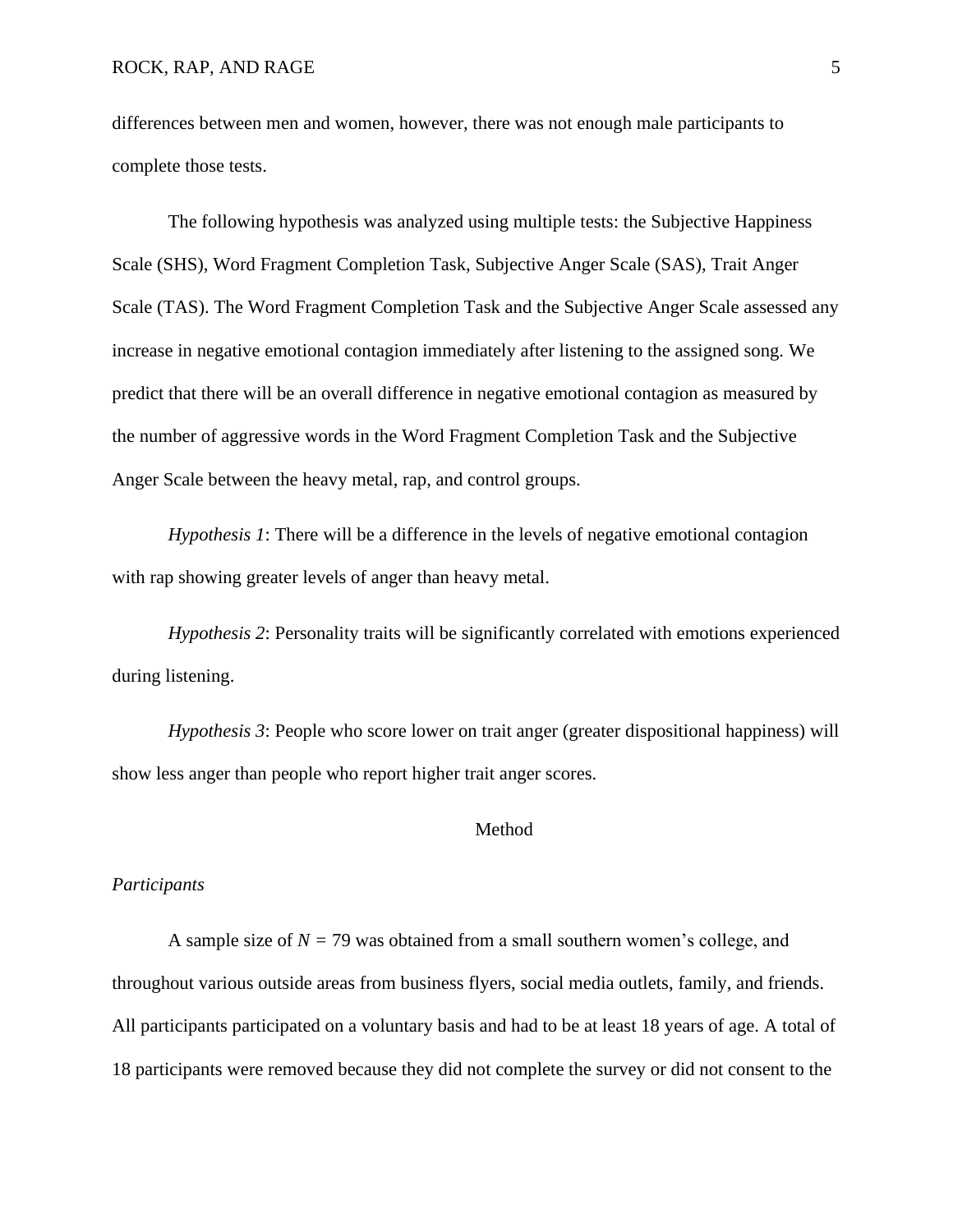differences between men and women, however, there was not enough male participants to complete those tests.

The following hypothesis was analyzed using multiple tests: the Subjective Happiness Scale (SHS), Word Fragment Completion Task, Subjective Anger Scale (SAS), Trait Anger Scale (TAS). The Word Fragment Completion Task and the Subjective Anger Scale assessed any increase in negative emotional contagion immediately after listening to the assigned song. We predict that there will be an overall difference in negative emotional contagion as measured by the number of aggressive words in the Word Fragment Completion Task and the Subjective Anger Scale between the heavy metal, rap, and control groups.

*Hypothesis 1*: There will be a difference in the levels of negative emotional contagion with rap showing greater levels of anger than heavy metal.

*Hypothesis 2*: Personality traits will be significantly correlated with emotions experienced during listening.

*Hypothesis 3*: People who score lower on trait anger (greater dispositional happiness) will show less anger than people who report higher trait anger scores.

## Method

### *Participants*

A sample size of $N = 79$ was obtained from a small southern women's college, and throughout various outside areas from business flyers, social media outlets, family, and friends. All participants participated on a voluntary basis and had to be at least 18 years of age. A total of 18 participants were removed because they did not complete the survey or did not consent to the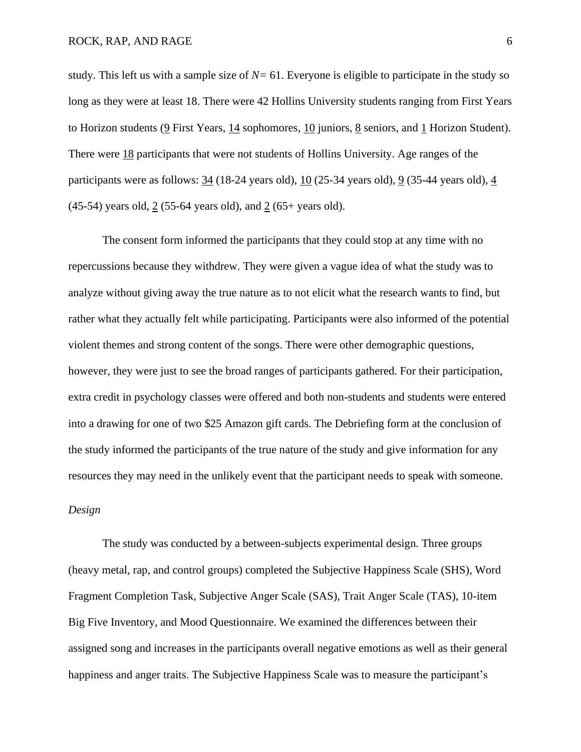study. This left us with a sample size of $N = 61$. Everyone is eligible to participate in the study so long as they were at least 18. There were 42 Hollins University students ranging from First Years to Horizon students (9 First Years, 14 sophomores, 10 juniors, 8 seniors, and 1 Horizon Student). There were 18 participants that were not students of Hollins University. Age ranges of the participants were as follows: 34 (18-24 years old), 10 (25-34 years old), 9 (35-44 years old), 4 (45-54) years old, 2 (55-64 years old), and 2 (65+ years old).

The consent form informed the participants that they could stop at any time with no repercussions because they withdrew. They were given a vague idea of what the study was to analyze without giving away the true nature as to not elicit what the research wants to find, but rather what they actually felt while participating. Participants were also informed of the potential violent themes and strong content of the songs. There were other demographic questions, however, they were just to see the broad ranges of participants gathered. For their participation, extra credit in psychology classes were offered and both non-students and students were entered into a drawing for one of two $25 Amazon gift cards. The Debriefing form at the conclusion of the study informed the participants of the true nature of the study and give information for any resources they may need in the unlikely event that the participant needs to speak with someone.

*Design*

The study was conducted by a between-subjects experimental design. Three groups (heavy metal, rap, and control groups) completed the Subjective Happiness Scale (SHS), Word Fragment Completion Task, Subjective Anger Scale (SAS), Trait Anger Scale (TAS), 10-item Big Five Inventory, and Mood Questionnaire. We examined the differences between their assigned song and increases in the participants overall negative emotions as well as their general happiness and anger traits. The Subjective Happiness Scale was to measure the participant's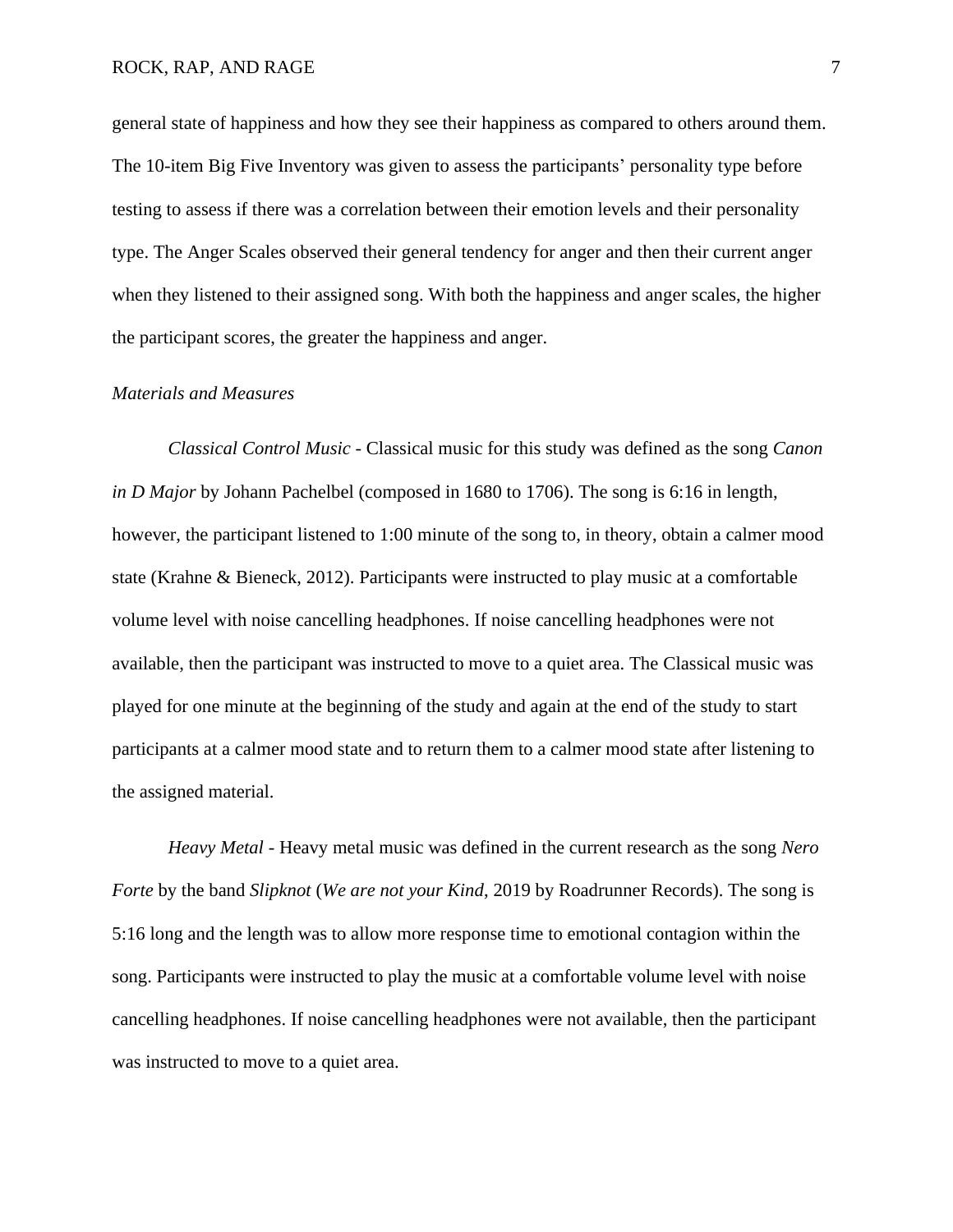general state of happiness and how they see their happiness as compared to others around them. The 10-item Big Five Inventory was given to assess the participants' personality type before testing to assess if there was a correlation between their emotion levels and their personality type. The Anger Scales observed their general tendency for anger and then their current anger when they listened to their assigned song. With both the happiness and anger scales, the higher the participant scores, the greater the happiness and anger.

### *Materials and Measures*

*Classical Control Music* - Classical music for this study was defined as the song *Canon in D Major* by Johann Pachelbel (composed in 1680 to 1706). The song is 6:16 in length, however, the participant listened to 1:00 minute of the song to, in theory, obtain a calmer mood state (Krahne & Bieneck, 2012). Participants were instructed to play music at a comfortable volume level with noise cancelling headphones. If noise cancelling headphones were not available, then the participant was instructed to move to a quiet area. The Classical music was played for one minute at the beginning of the study and again at the end of the study to start participants at a calmer mood state and to return them to a calmer mood state after listening to the assigned material.

*Heavy Metal* - Heavy metal music was defined in the current research as the song *Nero Forte* by the band *Slipknot* (*We are not your Kind*, 2019 by Roadrunner Records). The song is 5:16 long and the length was to allow more response time to emotional contagion within the song. Participants were instructed to play the music at a comfortable volume level with noise cancelling headphones. If noise cancelling headphones were not available, then the participant was instructed to move to a quiet area.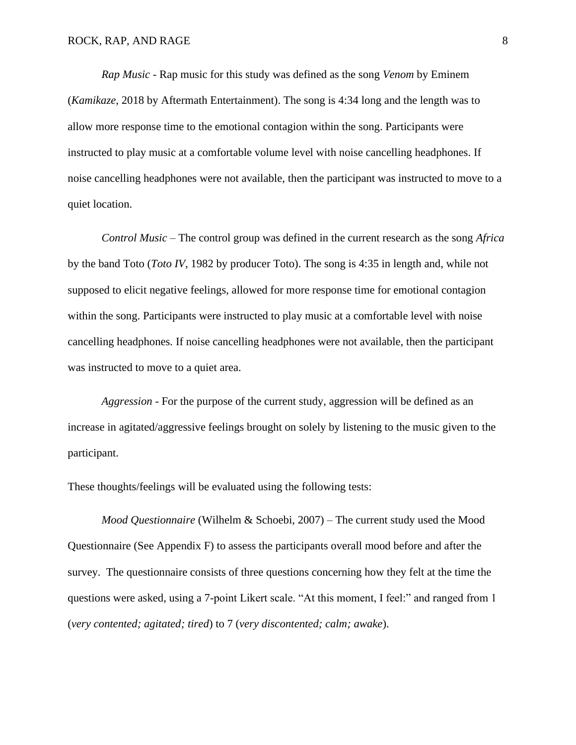*Rap Music* - Rap music for this study was defined as the song *Venom* by Eminem (*Kamikaze*, 2018 by Aftermath Entertainment). The song is 4:34 long and the length was to allow more response time to the emotional contagion within the song. Participants were instructed to play music at a comfortable volume level with noise cancelling headphones. If noise cancelling headphones were not available, then the participant was instructed to move to a quiet location.

*Control Music* – The control group was defined in the current research as the song *Africa* by the band Toto (*Toto IV*, 1982 by producer Toto). The song is 4:35 in length and, while not supposed to elicit negative feelings, allowed for more response time for emotional contagion within the song. Participants were instructed to play music at a comfortable level with noise cancelling headphones. If noise cancelling headphones were not available, then the participant was instructed to move to a quiet area.

*Aggression* - For the purpose of the current study, aggression will be defined as an increase in agitated/aggressive feelings brought on solely by listening to the music given to the participant.

These thoughts/feelings will be evaluated using the following tests:

*Mood Questionnaire* (Wilhelm & Schoebi, 2007) – The current study used the Mood Questionnaire (See Appendix F) to assess the participants overall mood before and after the survey. The questionnaire consists of three questions concerning how they felt at the time the questions were asked, using a 7-point Likert scale. "At this moment, I feel:" and ranged from 1 (*very contented; agitated; tired*) to 7 (*very discontented; calm; awake*).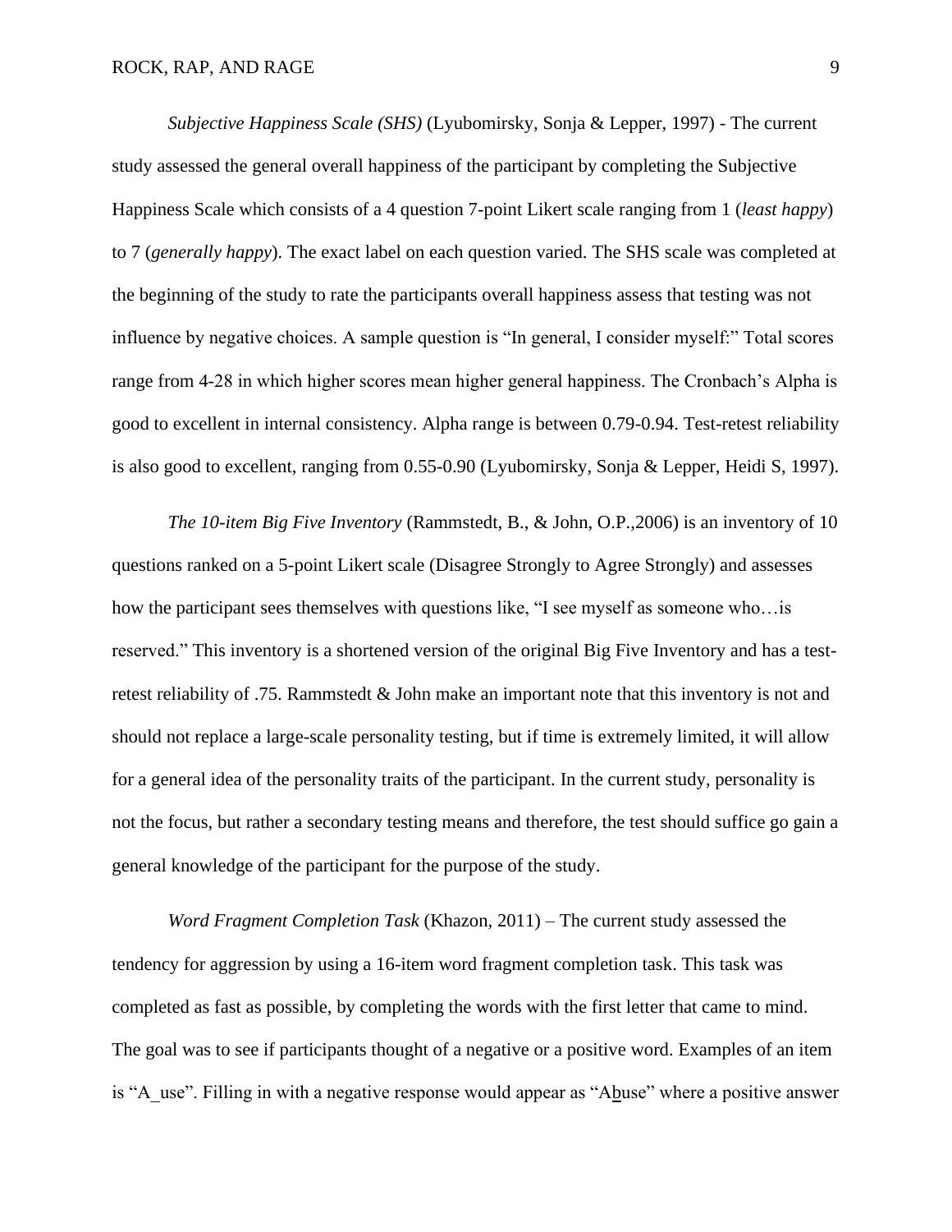*Subjective Happiness Scale (SHS)* (Lyubomirsky, Sonja & Lepper, 1997) - The current study assessed the general overall happiness of the participant by completing the Subjective Happiness Scale which consists of a 4 question 7-point Likert scale ranging from 1 (*least happy*) to 7 (*generally happy*). The exact label on each question varied. The SHS scale was completed at the beginning of the study to rate the participants overall happiness assess that testing was not influence by negative choices. A sample question is "In general, I consider myself:" Total scores range from 4-28 in which higher scores mean higher general happiness. The Cronbach's Alpha is good to excellent in internal consistency. Alpha range is between 0.79-0.94. Test-retest reliability is also good to excellent, ranging from 0.55-0.90 (Lyubomirsky, Sonja & Lepper, Heidi S, 1997).

*The 10-item Big Five Inventory* (Rammstedt, B., & John, O.P.,2006) is an inventory of 10 questions ranked on a 5-point Likert scale (Disagree Strongly to Agree Strongly) and assesses how the participant sees themselves with questions like, "I see myself as someone who…is reserved." This inventory is a shortened version of the original Big Five Inventory and has a test-retest reliability of .75. Rammstedt & John make an important note that this inventory is not and should not replace a large-scale personality testing, but if time is extremely limited, it will allow for a general idea of the personality traits of the participant. In the current study, personality is not the focus, but rather a secondary testing means and therefore, the test should suffice go gain a general knowledge of the participant for the purpose of the study.

*Word Fragment Completion Task* (Khazon, 2011) – The current study assessed the tendency for aggression by using a 16-item word fragment completion task. This task was completed as fast as possible, by completing the words with the first letter that came to mind. The goal was to see if participants thought of a negative or a positive word. Examples of an item is "A_use". Filling in with a negative response would appear as "A<u>b</u>use" where a positive answer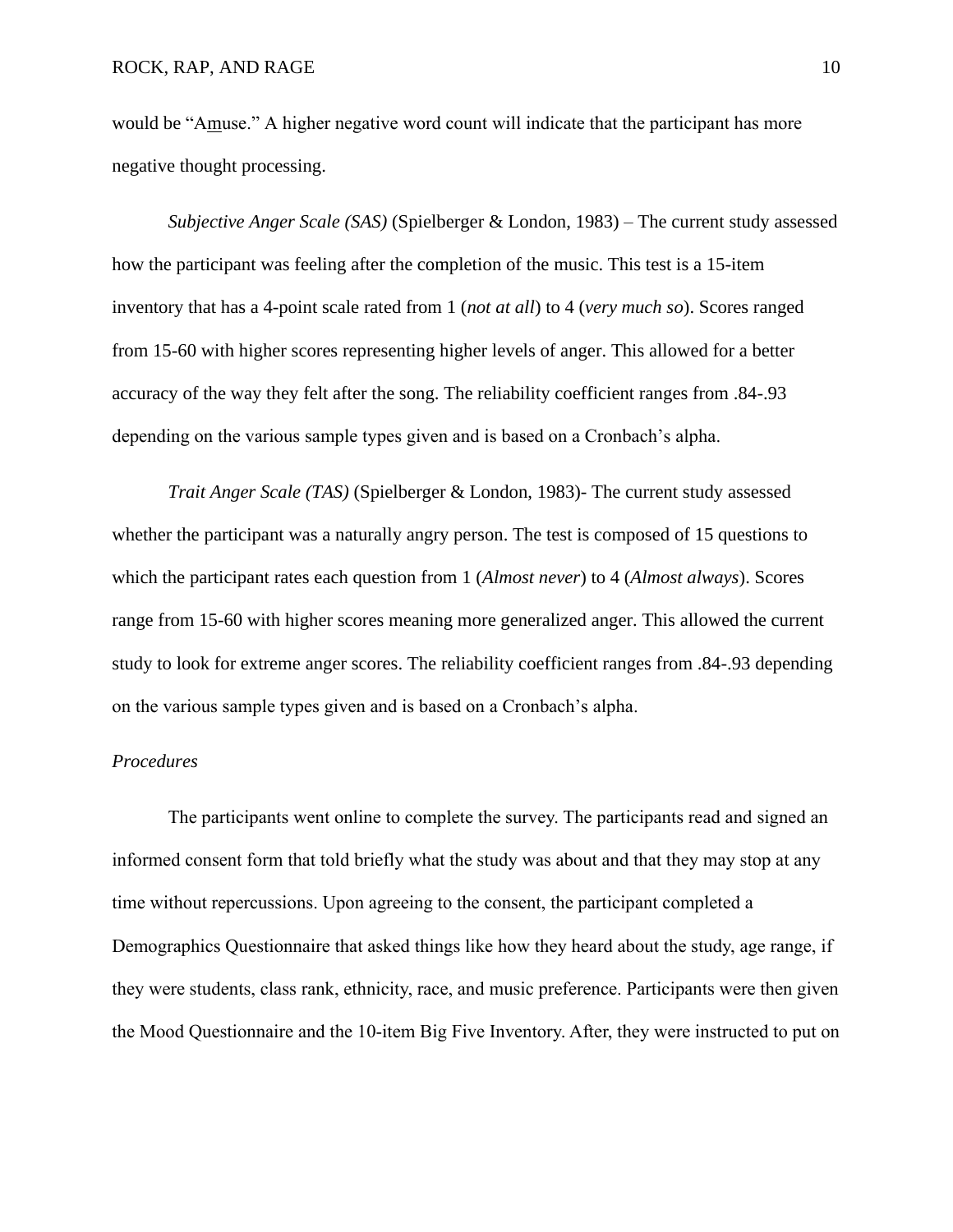would be "Amuse." A higher negative word count will indicate that the participant has more negative thought processing.

*Subjective Anger Scale (SAS)* (Spielberger & London, 1983) – The current study assessed how the participant was feeling after the completion of the music. This test is a 15-item inventory that has a 4-point scale rated from 1 (*not at all*) to 4 (*very much so*). Scores ranged from 15-60 with higher scores representing higher levels of anger. This allowed for a better accuracy of the way they felt after the song. The reliability coefficient ranges from .84-.93 depending on the various sample types given and is based on a Cronbach's alpha.

*Trait Anger Scale (TAS)* (Spielberger & London, 1983)- The current study assessed whether the participant was a naturally angry person. The test is composed of 15 questions to which the participant rates each question from 1 (*Almost never*) to 4 (*Almost always*). Scores range from 15-60 with higher scores meaning more generalized anger. This allowed the current study to look for extreme anger scores. The reliability coefficient ranges from .84-.93 depending on the various sample types given and is based on a Cronbach's alpha.

*Procedures*

The participants went online to complete the survey. The participants read and signed an informed consent form that told briefly what the study was about and that they may stop at any time without repercussions. Upon agreeing to the consent, the participant completed a Demographics Questionnaire that asked things like how they heard about the study, age range, if they were students, class rank, ethnicity, race, and music preference. Participants were then given the Mood Questionnaire and the 10-item Big Five Inventory. After, they were instructed to put on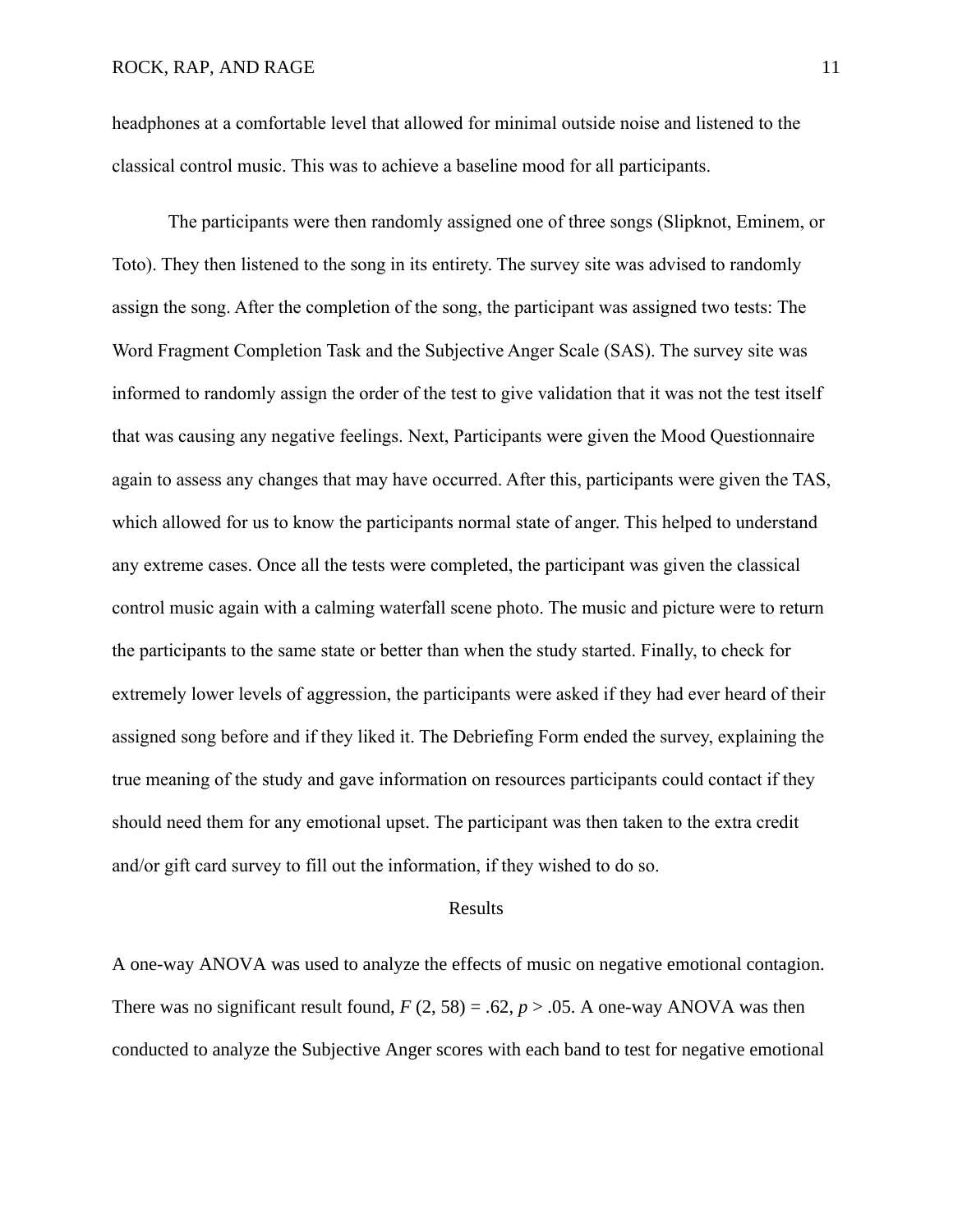headphones at a comfortable level that allowed for minimal outside noise and listened to the classical control music. This was to achieve a baseline mood for all participants.

The participants were then randomly assigned one of three songs (Slipknot, Eminem, or Toto). They then listened to the song in its entirety. The survey site was advised to randomly assign the song. After the completion of the song, the participant was assigned two tests: The Word Fragment Completion Task and the Subjective Anger Scale (SAS). The survey site was informed to randomly assign the order of the test to give validation that it was not the test itself that was causing any negative feelings. Next, Participants were given the Mood Questionnaire again to assess any changes that may have occurred. After this, participants were given the TAS, which allowed for us to know the participants normal state of anger. This helped to understand any extreme cases. Once all the tests were completed, the participant was given the classical control music again with a calming waterfall scene photo. The music and picture were to return the participants to the same state or better than when the study started. Finally, to check for extremely lower levels of aggression, the participants were asked if they had ever heard of their assigned song before and if they liked it. The Debriefing Form ended the survey, explaining the true meaning of the study and gave information on resources participants could contact if they should need them for any emotional upset. The participant was then taken to the extra credit and/or gift card survey to fill out the information, if they wished to do so.

## Results

A one-way ANOVA was used to analyze the effects of music on negative emotional contagion. There was no significant result found, $F$ (2, 58) = .62, $p > .05$. A one-way ANOVA was then conducted to analyze the Subjective Anger scores with each band to test for negative emotional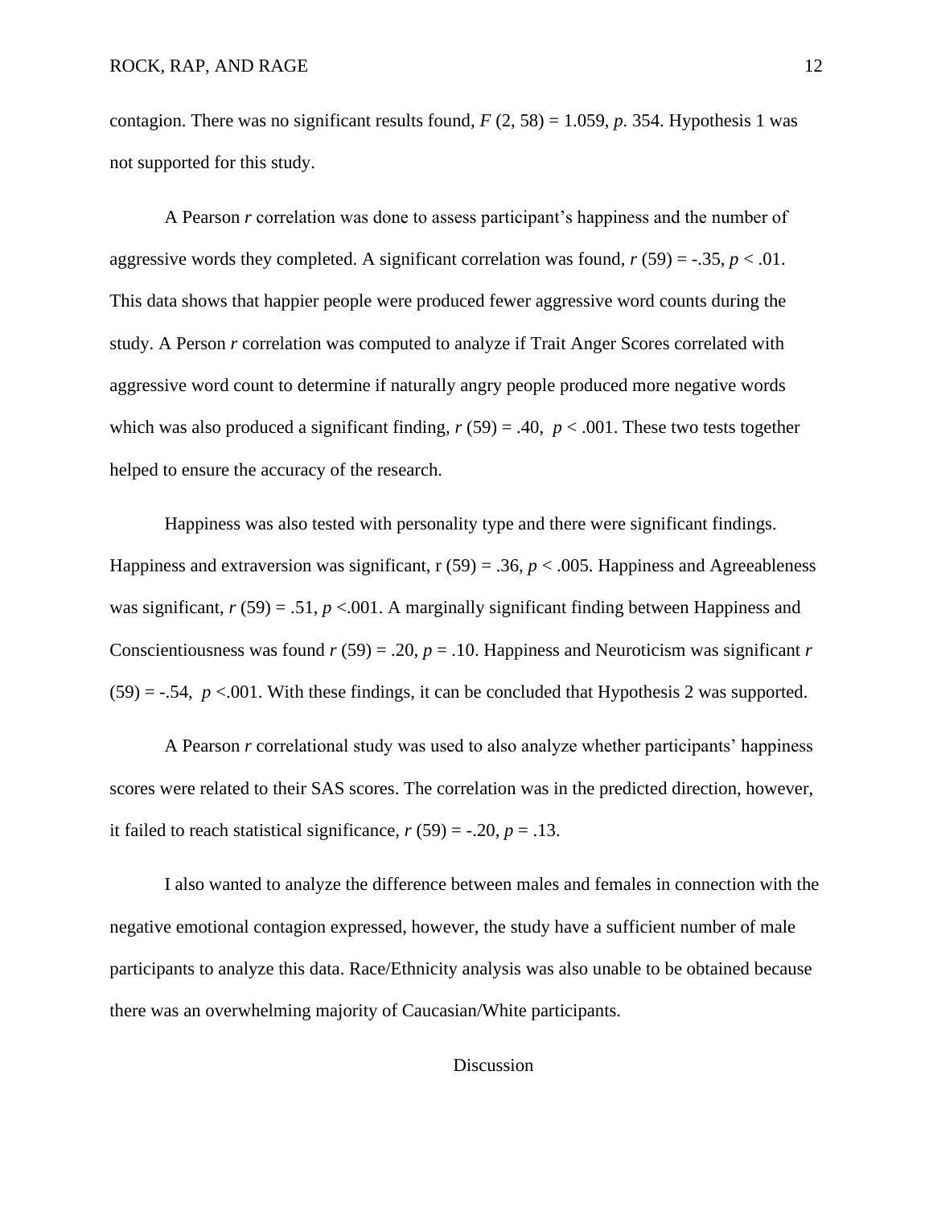contagion. There was no significant results found, $F$ (2, 58) = 1.059, $p$. 354. Hypothesis 1 was not supported for this study.

A Pearson $r$ correlation was done to assess participant's happiness and the number of aggressive words they completed. A significant correlation was found, $r$ (59) = -.35, $p < .01$. This data shows that happier people were produced fewer aggressive word counts during the study. A Person $r$ correlation was computed to analyze if Trait Anger Scores correlated with aggressive word count to determine if naturally angry people produced more negative words which was also produced a significant finding, $r$ (59) = .40, $p < .001$. These two tests together helped to ensure the accuracy of the research.

Happiness was also tested with personality type and there were significant findings. Happiness and extraversion was significant, r (59) = .36, $p < .005$. Happiness and Agreeableness was significant, $r$ (59) = .51, $p <.001$. A marginally significant finding between Happiness and Conscientiousness was found $r$ (59) = .20, $p = .10$. Happiness and Neuroticism was significant $r$ (59) = -.54, $p <.001$. With these findings, it can be concluded that Hypothesis 2 was supported.

A Pearson $r$ correlational study was used to also analyze whether participants' happiness scores were related to their SAS scores. The correlation was in the predicted direction, however, it failed to reach statistical significance, $r$ (59) = -.20, $p = .13$.

I also wanted to analyze the difference between males and females in connection with the negative emotional contagion expressed, however, the study have a sufficient number of male participants to analyze this data. Race/Ethnicity analysis was also unable to be obtained because there was an overwhelming majority of Caucasian/White participants.

## Discussion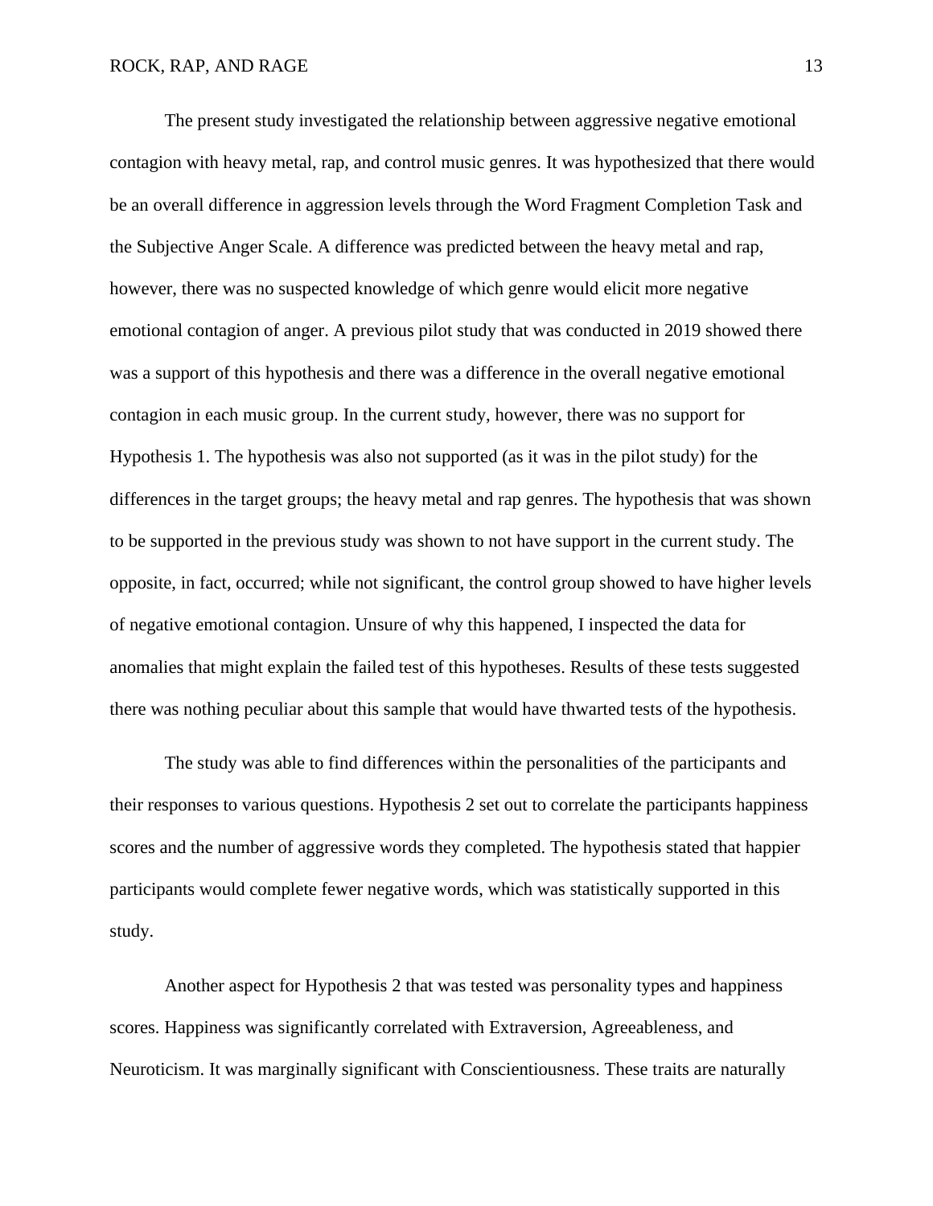The present study investigated the relationship between aggressive negative emotional contagion with heavy metal, rap, and control music genres. It was hypothesized that there would be an overall difference in aggression levels through the Word Fragment Completion Task and the Subjective Anger Scale. A difference was predicted between the heavy metal and rap, however, there was no suspected knowledge of which genre would elicit more negative emotional contagion of anger. A previous pilot study that was conducted in 2019 showed there was a support of this hypothesis and there was a difference in the overall negative emotional contagion in each music group. In the current study, however, there was no support for Hypothesis 1. The hypothesis was also not supported (as it was in the pilot study) for the differences in the target groups; the heavy metal and rap genres. The hypothesis that was shown to be supported in the previous study was shown to not have support in the current study. The opposite, in fact, occurred; while not significant, the control group showed to have higher levels of negative emotional contagion. Unsure of why this happened, I inspected the data for anomalies that might explain the failed test of this hypotheses. Results of these tests suggested there was nothing peculiar about this sample that would have thwarted tests of the hypothesis.

The study was able to find differences within the personalities of the participants and their responses to various questions. Hypothesis 2 set out to correlate the participants happiness scores and the number of aggressive words they completed. The hypothesis stated that happier participants would complete fewer negative words, which was statistically supported in this study.

Another aspect for Hypothesis 2 that was tested was personality types and happiness scores. Happiness was significantly correlated with Extraversion, Agreeableness, and Neuroticism. It was marginally significant with Conscientiousness. These traits are naturally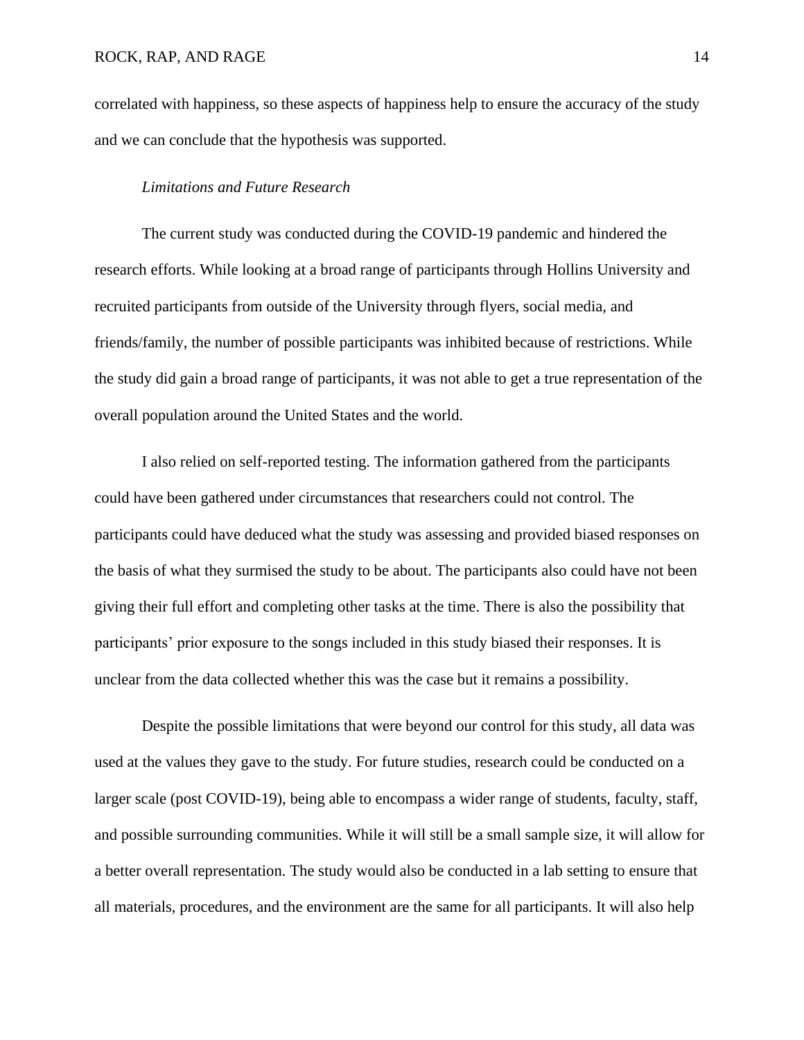correlated with happiness, so these aspects of happiness help to ensure the accuracy of the study and we can conclude that the hypothesis was supported.

### *Limitations and Future Research*

The current study was conducted during the COVID-19 pandemic and hindered the research efforts. While looking at a broad range of participants through Hollins University and recruited participants from outside of the University through flyers, social media, and friends/family, the number of possible participants was inhibited because of restrictions. While the study did gain a broad range of participants, it was not able to get a true representation of the overall population around the United States and the world.

I also relied on self-reported testing. The information gathered from the participants could have been gathered under circumstances that researchers could not control. The participants could have deduced what the study was assessing and provided biased responses on the basis of what they surmised the study to be about. The participants also could have not been giving their full effort and completing other tasks at the time. There is also the possibility that participants' prior exposure to the songs included in this study biased their responses. It is unclear from the data collected whether this was the case but it remains a possibility.

Despite the possible limitations that were beyond our control for this study, all data was used at the values they gave to the study. For future studies, research could be conducted on a larger scale (post COVID-19), being able to encompass a wider range of students, faculty, staff, and possible surrounding communities. While it will still be a small sample size, it will allow for a better overall representation. The study would also be conducted in a lab setting to ensure that all materials, procedures, and the environment are the same for all participants. It will also help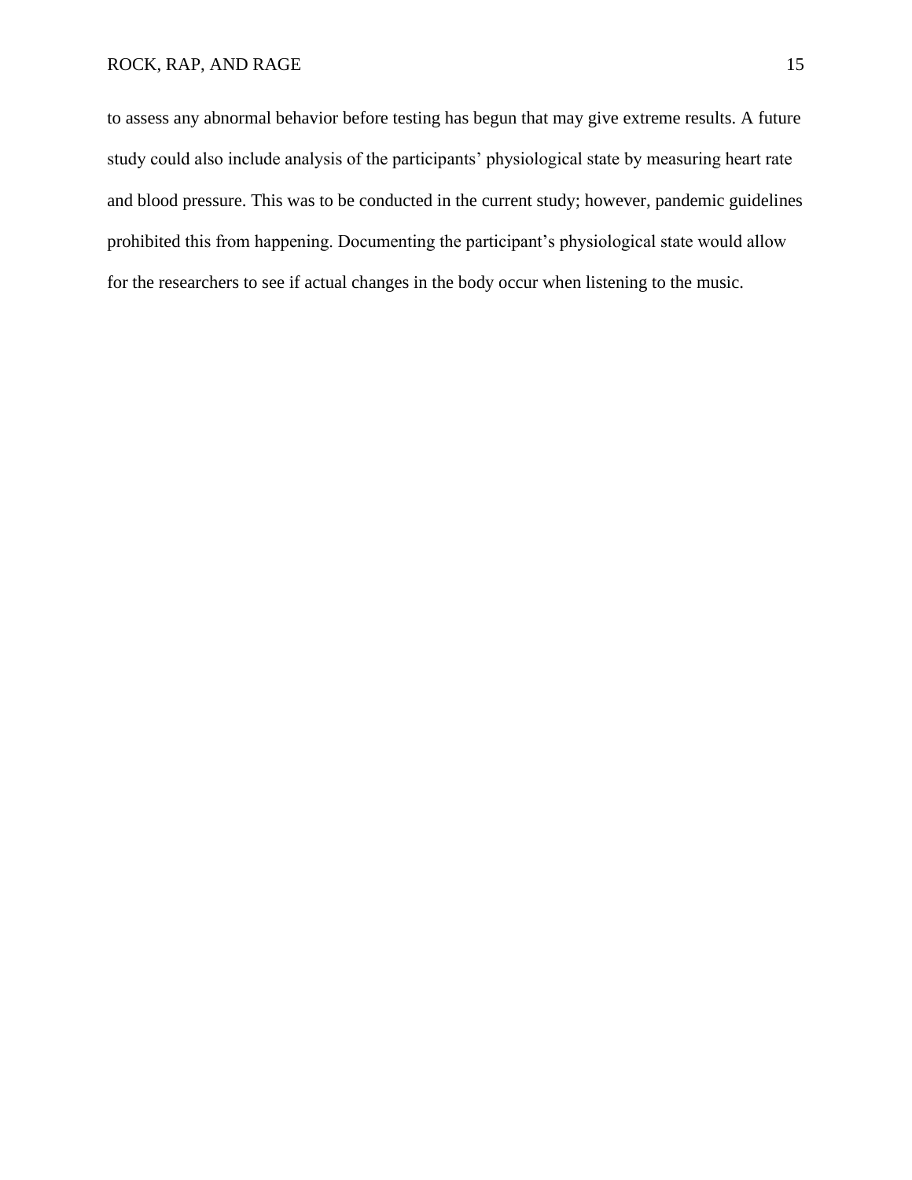to assess any abnormal behavior before testing has begun that may give extreme results. A future study could also include analysis of the participants' physiological state by measuring heart rate and blood pressure. This was to be conducted in the current study; however, pandemic guidelines prohibited this from happening. Documenting the participant's physiological state would allow for the researchers to see if actual changes in the body occur when listening to the music.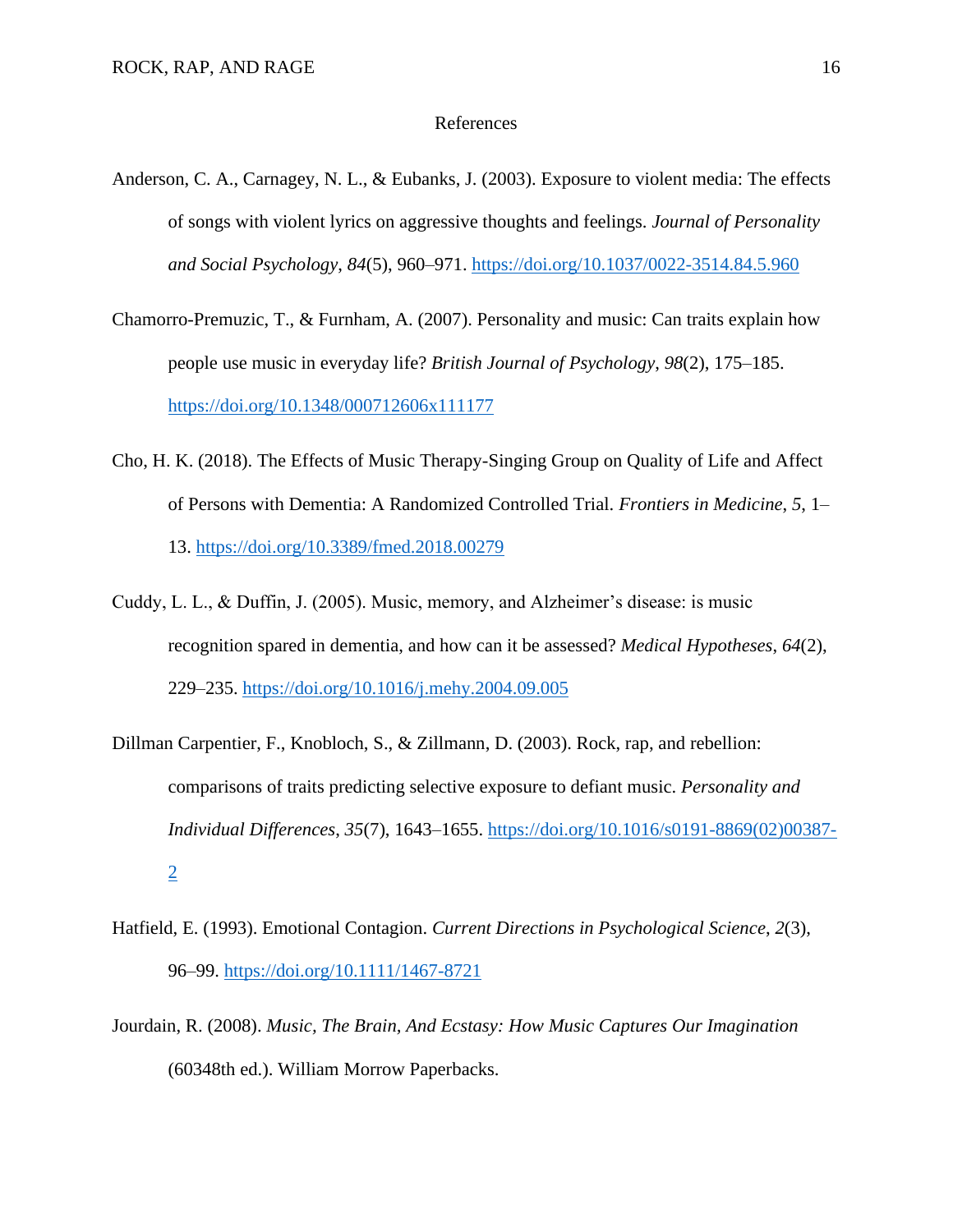# References

Anderson, C. A., Carnagey, N. L., & Eubanks, J. (2003). Exposure to violent media: The effects of songs with violent lyrics on aggressive thoughts and feelings. *Journal of Personality and Social Psychology*, *84*(5), 960–971. https://doi.org/10.1037/0022-3514.84.5.960

Chamorro-Premuzic, T., & Furnham, A. (2007). Personality and music: Can traits explain how people use music in everyday life? *British Journal of Psychology*, *98*(2), 175–185. https://doi.org/10.1348/000712606x111177

Cho, H. K. (2018). The Effects of Music Therapy-Singing Group on Quality of Life and Affect of Persons with Dementia: A Randomized Controlled Trial. *Frontiers in Medicine*, *5*, 1–13. https://doi.org/10.3389/fmed.2018.00279

Cuddy, L. L., & Duffin, J. (2005). Music, memory, and Alzheimer's disease: is music recognition spared in dementia, and how can it be assessed? *Medical Hypotheses*, *64*(2), 229–235. https://doi.org/10.1016/j.mehy.2004.09.005

Dillman Carpentier, F., Knobloch, S., & Zillmann, D. (2003). Rock, rap, and rebellion: comparisons of traits predicting selective exposure to defiant music. *Personality and Individual Differences*, *35*(7), 1643–1655. https://doi.org/10.1016/s0191-8869(02)00387-2

Hatfield, E. (1993). Emotional Contagion. *Current Directions in Psychological Science*, *2*(3), 96–99. https://doi.org/10.1111/1467-8721

Jourdain, R. (2008). *Music, The Brain, And Ecstasy: How Music Captures Our Imagination* (60348th ed.). William Morrow Paperbacks.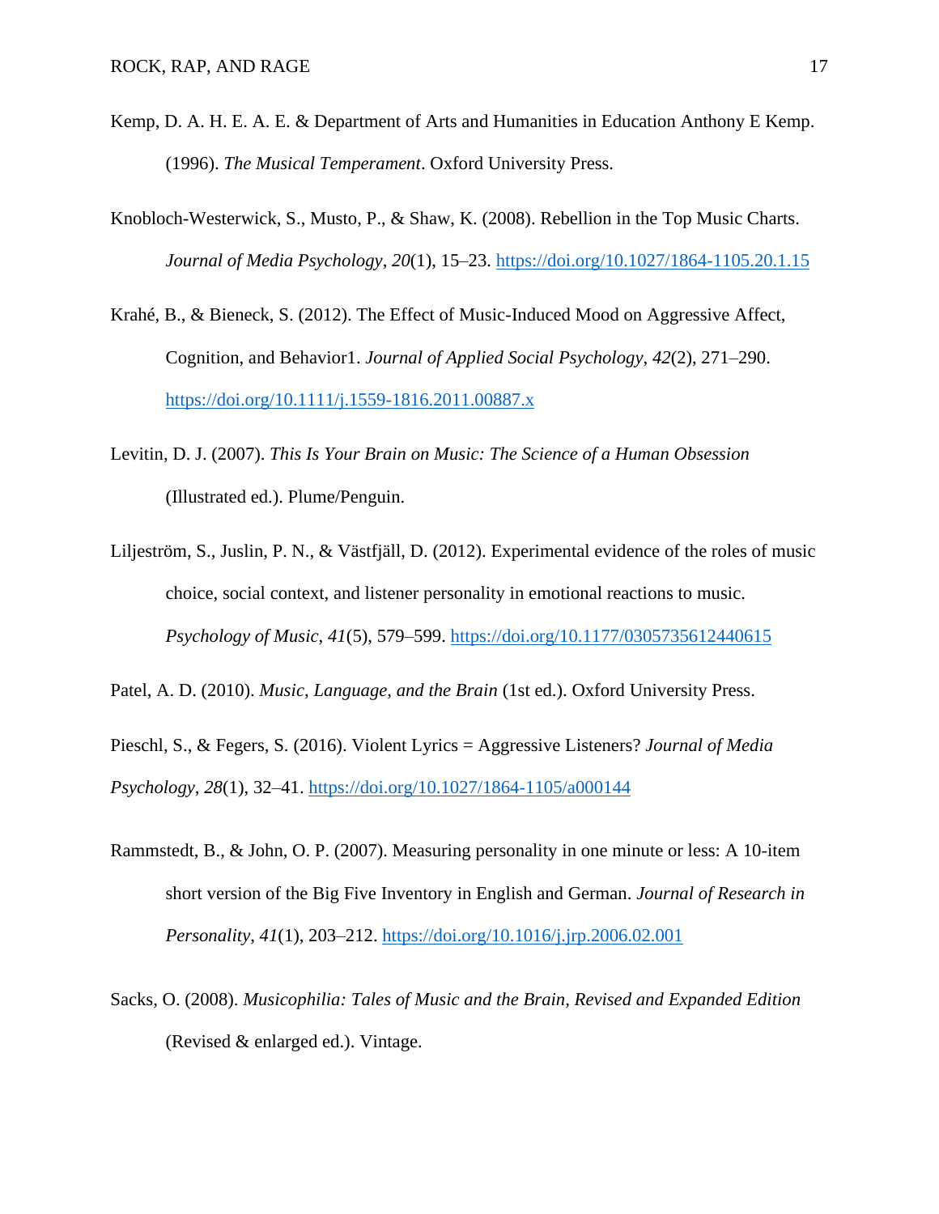Kemp, D. A. H. E. A. E. & Department of Arts and Humanities in Education Anthony E Kemp. (1996). *The Musical Temperament*. Oxford University Press.

Knobloch-Westerwick, S., Musto, P., & Shaw, K. (2008). Rebellion in the Top Music Charts. *Journal of Media Psychology*, *20*(1), 15–23. https://doi.org/10.1027/1864-1105.20.1.15

Krahé, B., & Bieneck, S. (2012). The Effect of Music-Induced Mood on Aggressive Affect, Cognition, and Behavior1. *Journal of Applied Social Psychology*, *42*(2), 271–290. https://doi.org/10.1111/j.1559-1816.2011.00887.x

Levitin, D. J. (2007). *This Is Your Brain on Music: The Science of a Human Obsession* (Illustrated ed.). Plume/Penguin.

Liljeström, S., Juslin, P. N., & Västfjäll, D. (2012). Experimental evidence of the roles of music choice, social context, and listener personality in emotional reactions to music. *Psychology of Music*, *41*(5), 579–599. https://doi.org/10.1177/0305735612440615

Patel, A. D. (2010). *Music, Language, and the Brain* (1st ed.). Oxford University Press.

Pieschl, S., & Fegers, S. (2016). Violent Lyrics = Aggressive Listeners? *Journal of Media Psychology*, *28*(1), 32–41. https://doi.org/10.1027/1864-1105/a000144

Rammstedt, B., & John, O. P. (2007). Measuring personality in one minute or less: A 10-item short version of the Big Five Inventory in English and German. *Journal of Research in Personality*, *41*(1), 203–212. https://doi.org/10.1016/j.jrp.2006.02.001

Sacks, O. (2008). *Musicophilia: Tales of Music and the Brain, Revised and Expanded Edition* (Revised & enlarged ed.). Vintage.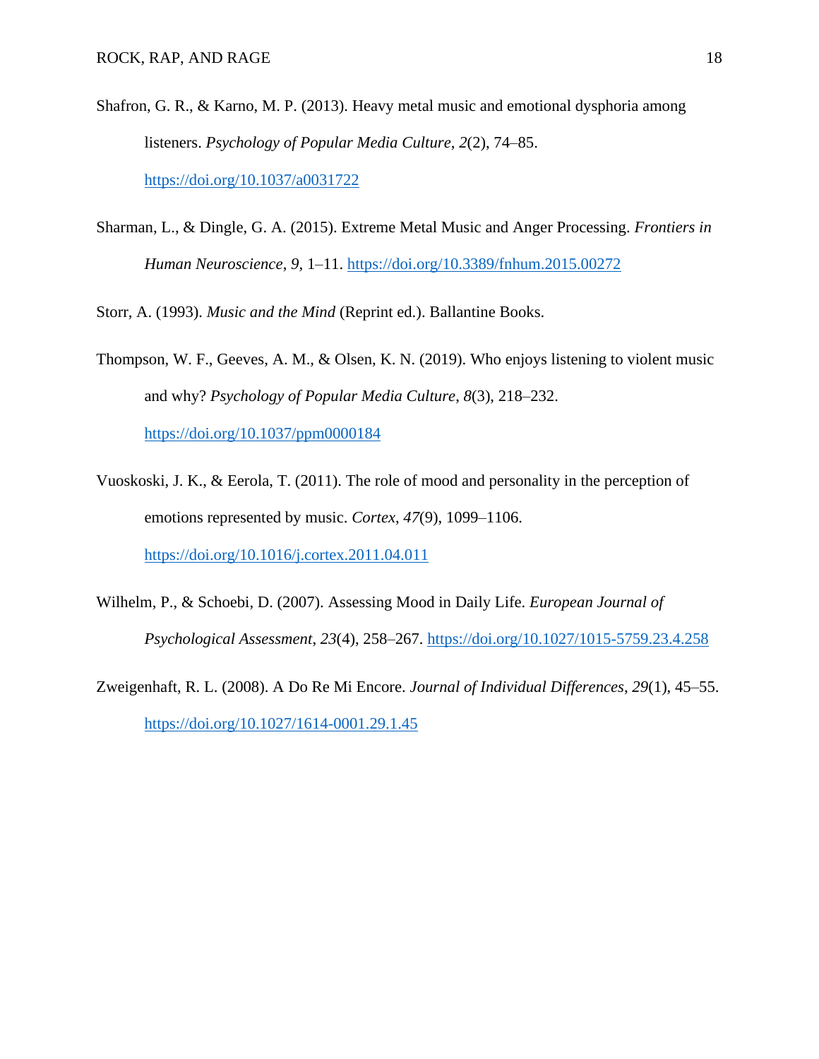Shafron, G. R., & Karno, M. P. (2013). Heavy metal music and emotional dysphoria among listeners. *Psychology of Popular Media Culture*, *2*(2), 74–85. https://doi.org/10.1037/a0031722

Sharman, L., & Dingle, G. A. (2015). Extreme Metal Music and Anger Processing. *Frontiers in Human Neuroscience*, *9*, 1–11. https://doi.org/10.3389/fnhum.2015.00272

Storr, A. (1993). *Music and the Mind* (Reprint ed.). Ballantine Books.

Thompson, W. F., Geeves, A. M., & Olsen, K. N. (2019). Who enjoys listening to violent music and why? *Psychology of Popular Media Culture*, *8*(3), 218–232. https://doi.org/10.1037/ppm0000184

Vuoskoski, J. K., & Eerola, T. (2011). The role of mood and personality in the perception of emotions represented by music. *Cortex*, *47*(9), 1099–1106. https://doi.org/10.1016/j.cortex.2011.04.011

Wilhelm, P., & Schoebi, D. (2007). Assessing Mood in Daily Life. *European Journal of Psychological Assessment*, *23*(4), 258–267. https://doi.org/10.1027/1015-5759.23.4.258

Zweigenhaft, R. L. (2008). A Do Re Mi Encore. *Journal of Individual Differences*, *29*(1), 45–55. https://doi.org/10.1027/1614-0001.29.1.45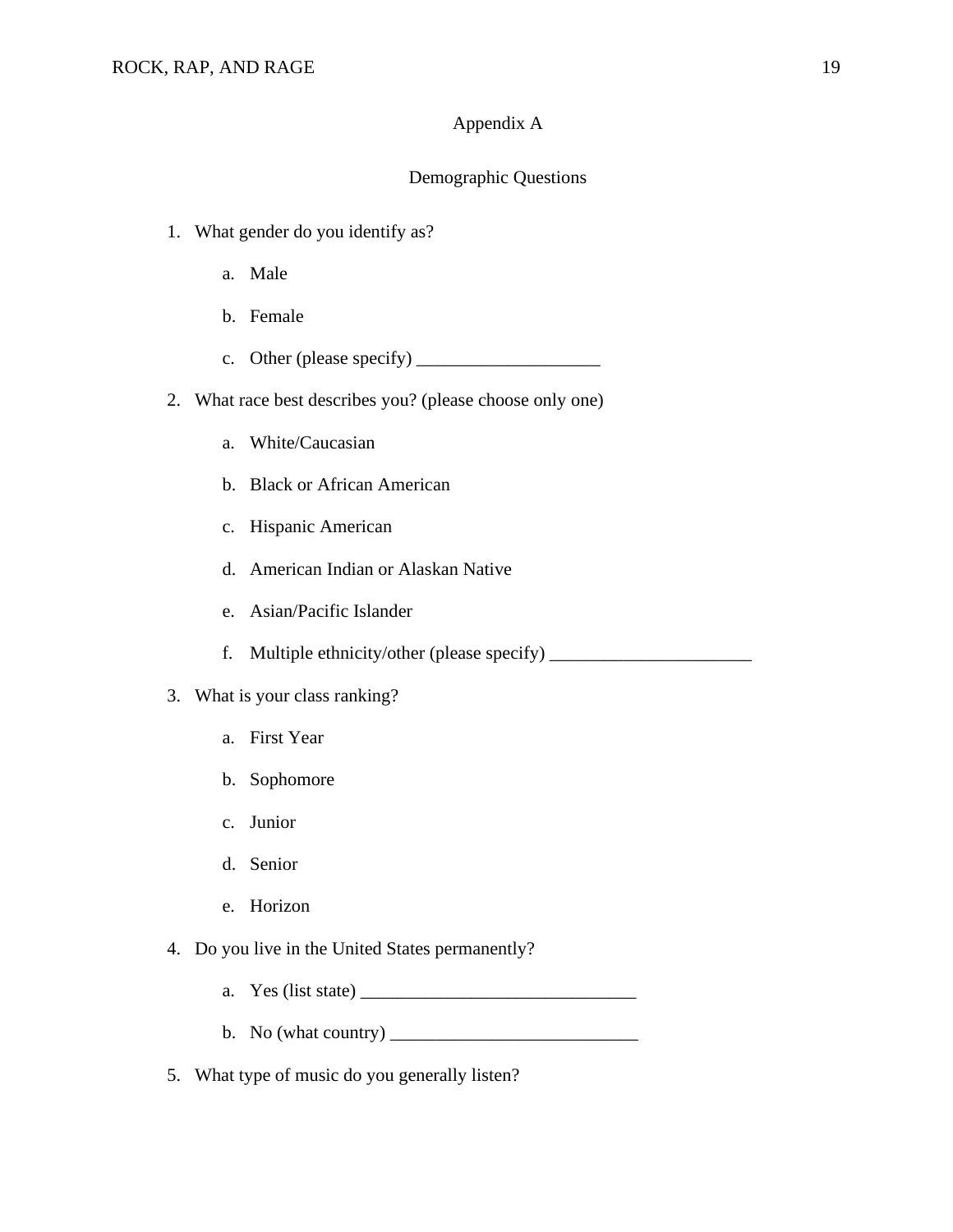## Appendix A

### Demographic Questions

1. What gender do you identify as?
    a. Male
    b. Female
    c. Other (please specify) ____________________
2. What race best describes you? (please choose only one)
    a. White/Caucasian
    b. Black or African American
    c. Hispanic American
    d. American Indian or Alaskan Native
    e. Asian/Pacific Islander
    f. Multiple ethnicity/other (please specify) ______________________
3. What is your class ranking?
    a. First Year
    b. Sophomore
    c. Junior
    d. Senior
    e. Horizon
4. Do you live in the United States permanently?
    a. Yes (list state) ______________________________
    b. No (what country) ___________________________
5. What type of music do you generally listen?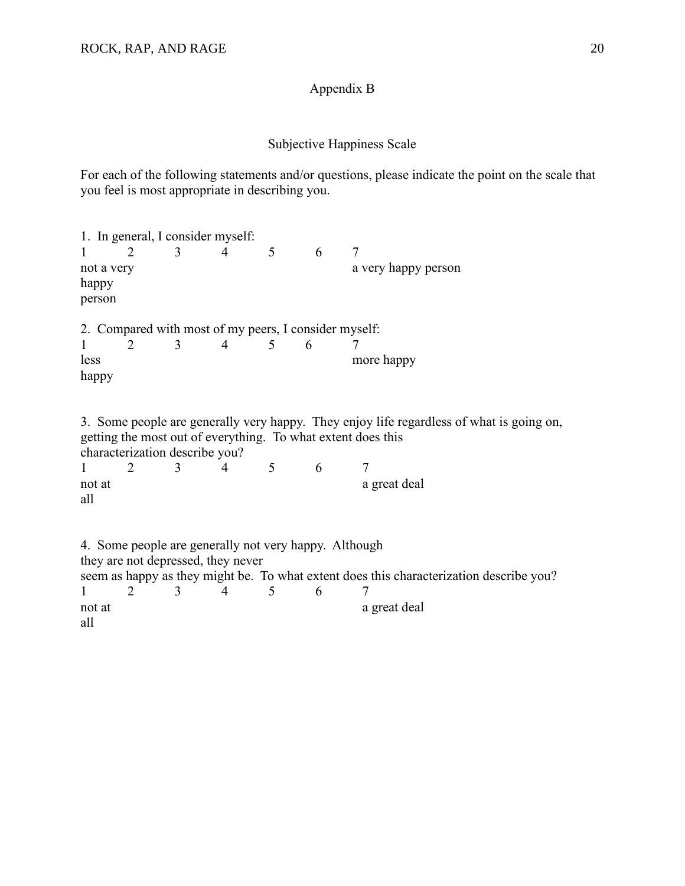# Appendix B

## Subjective Happiness Scale

For each of the following statements and/or questions, please indicate the point on the scale that you feel is most appropriate in describing you.

1. In general, I consider myself:

| 1 | 2 | 3 | 4 | 5 | 6 | 7 |
|---|---|---|---|---|---|---|
| not a very happy person | | | | | | a very happy person |

2. Compared with most of my peers, I consider myself:

| 1 | 2 | 3 | 4 | 5 | 6 | 7 |
|---|---|---|---|---|---|---|
| less happy | | | | | | more happy |

3. Some people are generally very happy. They enjoy life regardless of what is going on, getting the most out of everything. To what extent does this characterization describe you?

| 1 | 2 | 3 | 4 | 5 | 6 | 7 |
|---|---|---|---|---|---|---|
| not at all | | | | | | a great deal |

4. Some people are generally not very happy. Although they are not depressed, they never seem as happy as they might be. To what extent does this characterization describe you?

| 1 | 2 | 3 | 4 | 5 | 6 | 7 |
|---|---|---|---|---|---|---|
| not at all | | | | | | a great deal |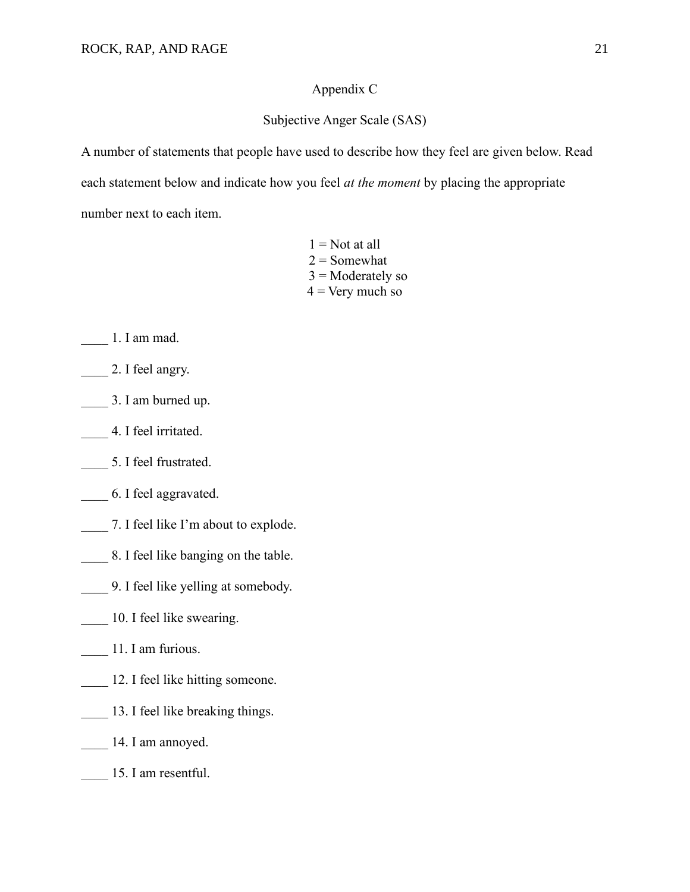# Appendix C

## Subjective Anger Scale (SAS)

A number of statements that people have used to describe how they feel are given below. Read each statement below and indicate how you feel *at the moment* by placing the appropriate number next to each item.

1 = Not at all
2 = Somewhat
3 = Moderately so
4 = Very much so

____ 1. I am mad.

____ 2. I feel angry.

____ 3. I am burned up.

____ 4. I feel irritated.

____ 5. I feel frustrated.

____ 6. I feel aggravated.

____ 7. I feel like I'm about to explode.

____ 8. I feel like banging on the table.

____ 9. I feel like yelling at somebody.

____ 10. I feel like swearing.

____ 11. I am furious.

____ 12. I feel like hitting someone.

____ 13. I feel like breaking things.

____ 14. I am annoyed.

____ 15. I am resentful.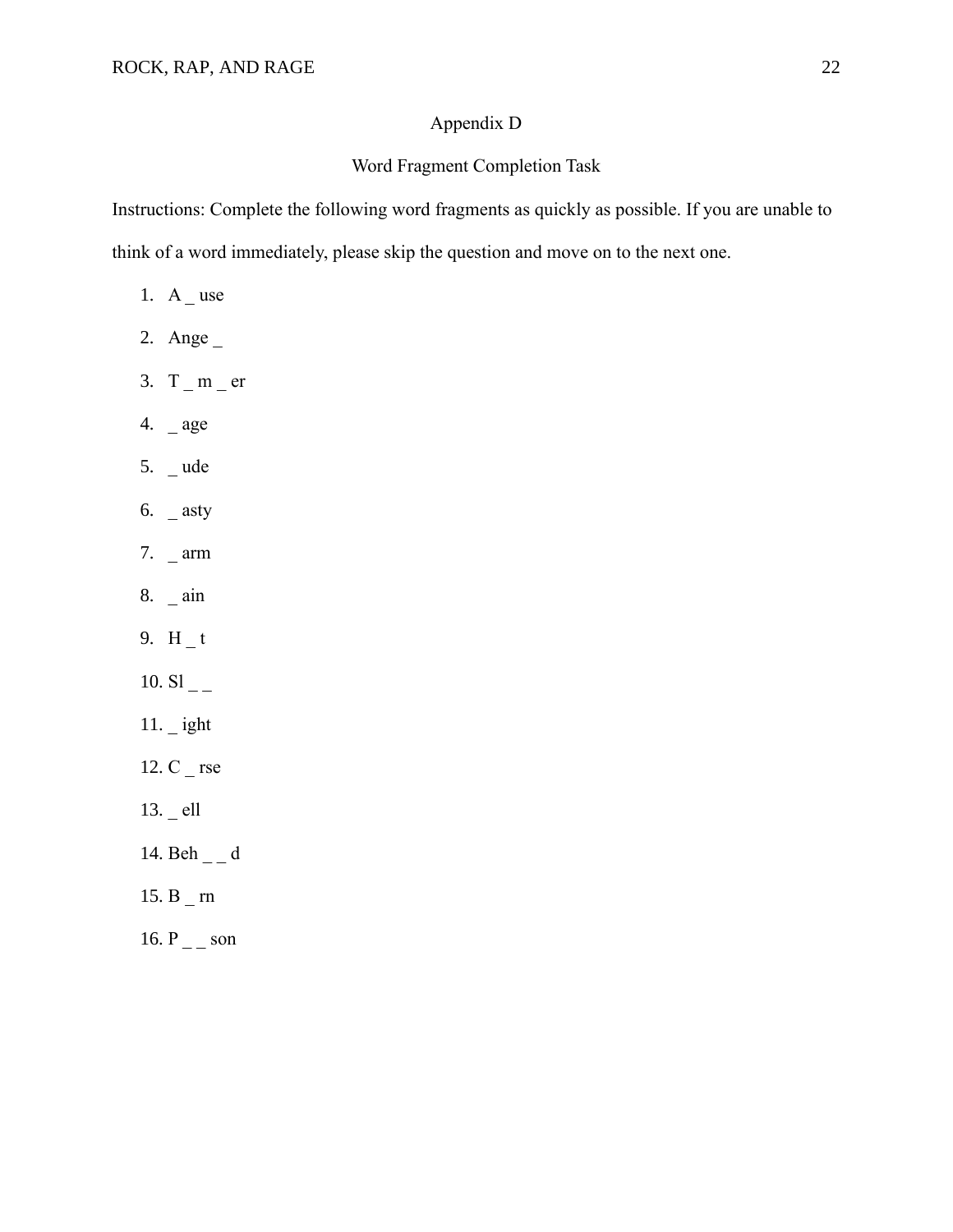# Appendix D

## Word Fragment Completion Task

Instructions: Complete the following word fragments as quickly as possible. If you are unable to think of a word immediately, please skip the question and move on to the next one.

1. A _ use
2. Ange _
3. T _ m _ er
4. _ age
5. _ ude
6. _ asty
7. _ arm
8. _ ain
9. H _ t
10. Sl _ _
11. _ ight
12. C _ rse
13. _ ell
14. Beh _ _ d
15. B _ rn
16. P _ _ son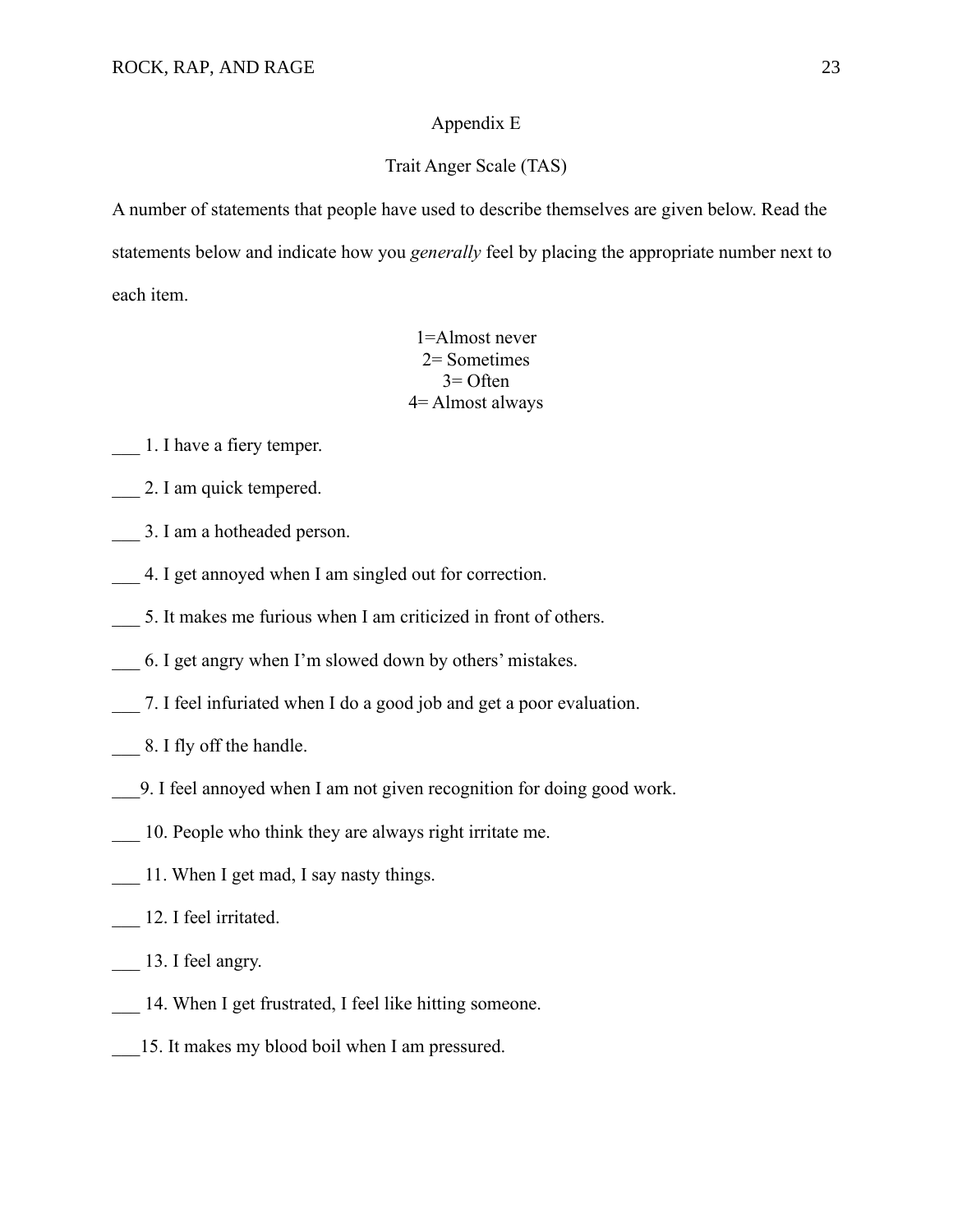# Appendix E

## Trait Anger Scale (TAS)

A number of statements that people have used to describe themselves are given below. Read the statements below and indicate how you *generally* feel by placing the appropriate number next to each item.

1=Almost never
2= Sometimes
3= Often
4= Almost always

___ 1. I have a fiery temper.

___ 2. I am quick tempered.

___ 3. I am a hotheaded person.

___ 4. I get annoyed when I am singled out for correction.

___ 5. It makes me furious when I am criticized in front of others.

___ 6. I get angry when I'm slowed down by others' mistakes.

___ 7. I feel infuriated when I do a good job and get a poor evaluation.

___ 8. I fly off the handle.

___9. I feel annoyed when I am not given recognition for doing good work.

___ 10. People who think they are always right irritate me.

___ 11. When I get mad, I say nasty things.

___ 12. I feel irritated.

___ 13. I feel angry.

___ 14. When I get frustrated, I feel like hitting someone.

___15. It makes my blood boil when I am pressured.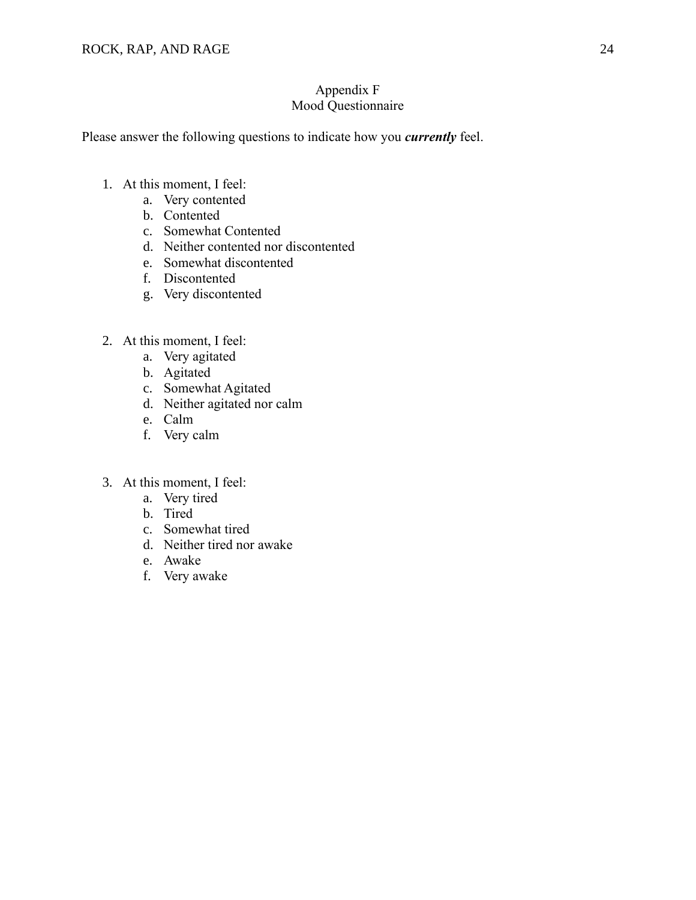# Appendix F
## Mood Questionnaire

Please answer the following questions to indicate how you ***currently*** feel.

1. At this moment, I feel:
   a. Very contented
   b. Contented
   c. Somewhat Contented
   d. Neither contented nor discontented
   e. Somewhat discontented
   f. Discontented
   g. Very discontented

2. At this moment, I feel:
   a. Very agitated
   b. Agitated
   c. Somewhat Agitated
   d. Neither agitated nor calm
   e. Calm
   f. Very calm

3. At this moment, I feel:
   a. Very tired
   b. Tired
   c. Somewhat tired
   d. Neither tired nor awake
   e. Awake
   f. Very awake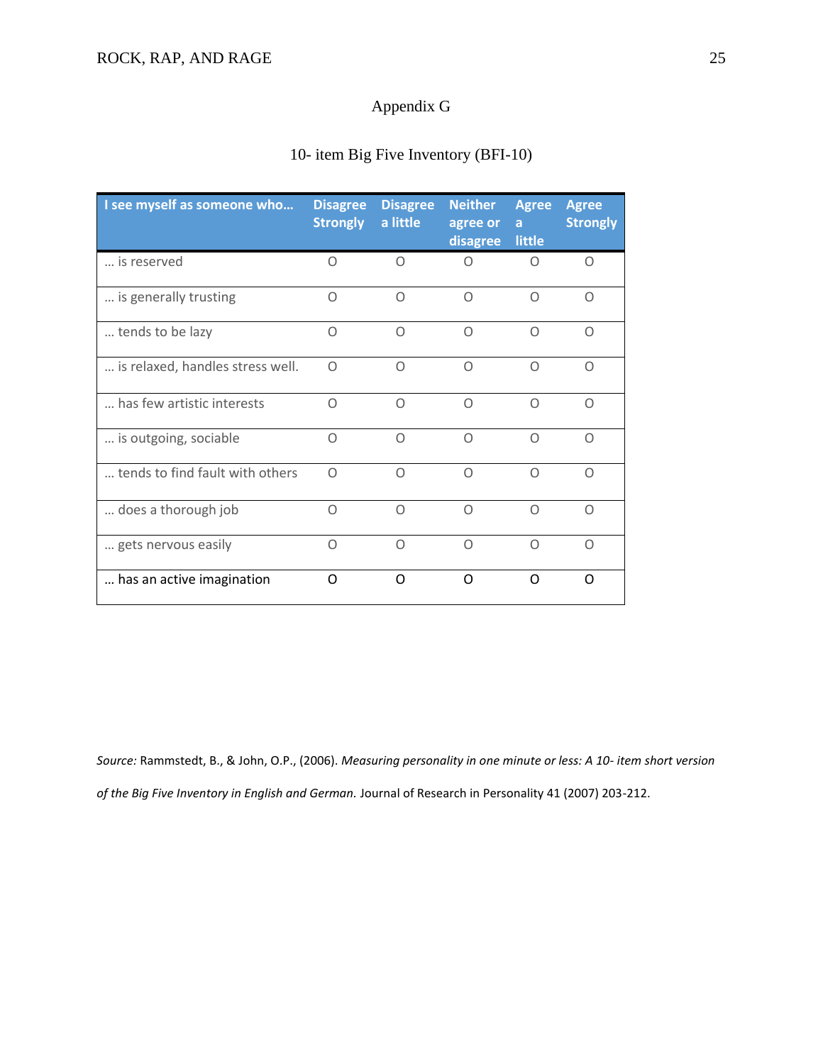# Appendix G

## 10- item Big Five Inventory (BFI-10)

| I see myself as someone who… | Disagree Strongly | Disagree a little | Neither agree or disagree | Agree a little | Agree Strongly |
|---|---|---|---|---|---|
| … is reserved | O | O | O | O | O |
| … is generally trusting | O | O | O | O | O |
| … tends to be lazy | O | O | O | O | O |
| … is relaxed, handles stress well. | O | O | O | O | O |
| … has few artistic interests | O | O | O | O | O |
| … is outgoing, sociable | O | O | O | O | O |
| … tends to find fault with others | O | O | O | O | O |
| … does a thorough job | O | O | O | O | O |
| … gets nervous easily | O | O | O | O | O |
| … has an active imagination | O | O | O | O | O |

*Source:* Rammstedt, B., & John, O.P., (2006). *Measuring personality in one minute or less: A 10- item short version of the Big Five Inventory in English and German.* Journal of Research in Personality 41 (2007) 203-212.